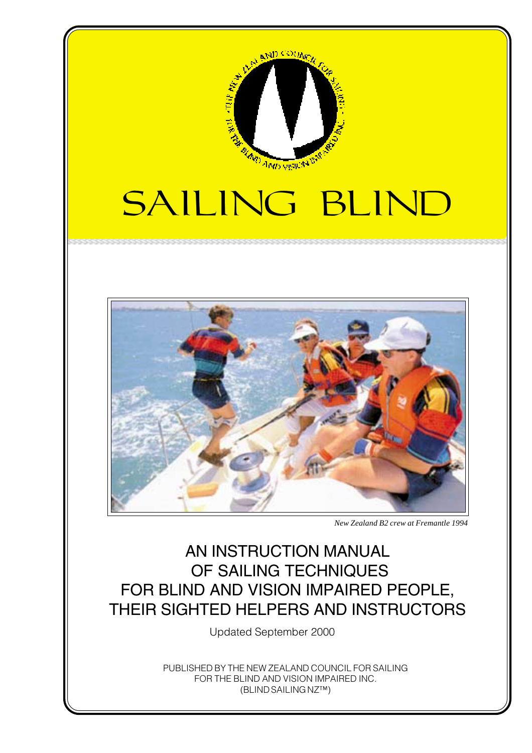# SAILING BLIND

*New Zealand B2 crew at Fremantle 1994*

## AN INSTRUCTION MANUAL OF SAILING TECHNIQUES FOR BLIND AND VISION IMPAIRED PEOPLE, THEIR SIGHTED HELPERS AND INSTRUCTORS

Updated September 2000

PUBLISHED BY THE NEW ZEALAND COUNCIL FOR SAILING FOR THE BLIND AND VISION IMPAIRED INC.
(BLIND SAILING NZ™)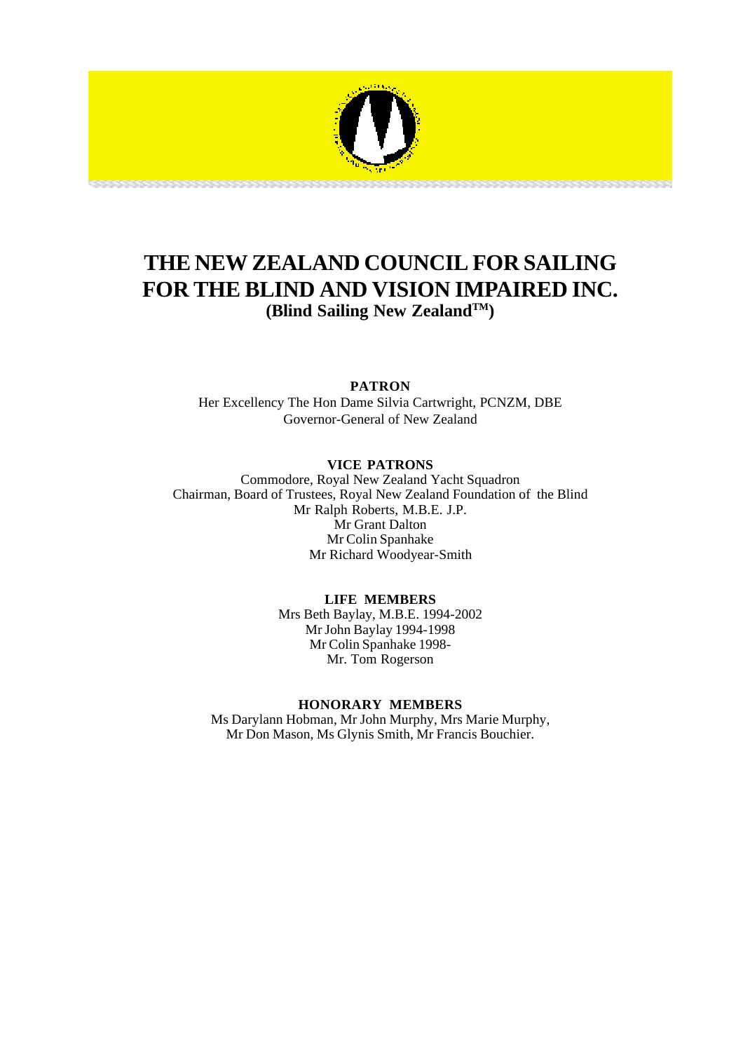# THE NEW ZEALAND COUNCIL FOR SAILING FOR THE BLIND AND VISION IMPAIRED INC.

**(Blind Sailing New Zealand™)**

**PATRON**

Her Excellency The Hon Dame Silvia Cartwright, PCNZM, DBE
Governor-General of New Zealand

**VICE PATRONS**

Commodore, Royal New Zealand Yacht Squadron
Chairman, Board of Trustees, Royal New Zealand Foundation of the Blind
Mr Ralph Roberts, M.B.E. J.P.
Mr Grant Dalton
Mr Colin Spanhake
Mr Richard Woodyear-Smith

**LIFE MEMBERS**

Mrs Beth Baylay, M.B.E. 1994-2002
Mr John Baylay 1994-1998
Mr Colin Spanhake 1998-
Mr. Tom Rogerson

**HONORARY MEMBERS**

Ms Darylann Hobman, Mr John Murphy, Mrs Marie Murphy,
Mr Don Mason, Ms Glynis Smith, Mr Francis Bouchier.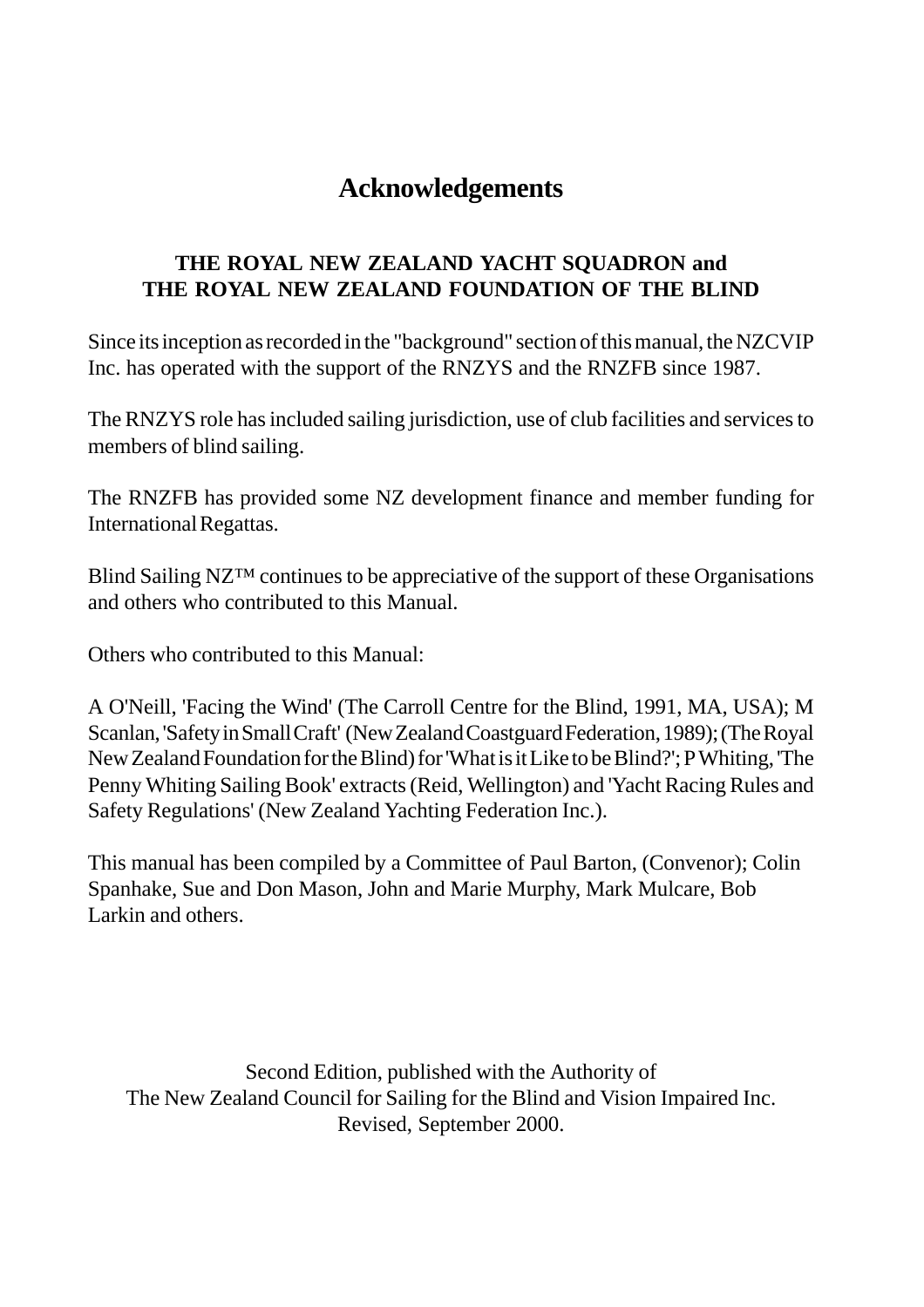# Acknowledgements

**THE ROYAL NEW ZEALAND YACHT SQUADRON and THE ROYAL NEW ZEALAND FOUNDATION OF THE BLIND**

Since its inception as recorded in the "background" section of this manual, the NZCVIP Inc. has operated with the support of the RNZYS and the RNZFB since 1987.

The RNZYS role has included sailing jurisdiction, use of club facilities and services to members of blind sailing.

The RNZFB has provided some NZ development finance and member funding for International Regattas.

Blind Sailing NZ™ continues to be appreciative of the support of these Organisations and others who contributed to this Manual.

Others who contributed to this Manual:

A O'Neill, 'Facing the Wind' (The Carroll Centre for the Blind, 1991, MA, USA); M Scanlan, 'Safety in Small Craft' (New Zealand Coastguard Federation, 1989); (The Royal New Zealand Foundation for the Blind) for 'What is it Like to be Blind?'; P Whiting, 'The Penny Whiting Sailing Book' extracts (Reid, Wellington) and 'Yacht Racing Rules and Safety Regulations' (New Zealand Yachting Federation Inc.).

This manual has been compiled by a Committee of Paul Barton, (Convenor); Colin Spanhake, Sue and Don Mason, John and Marie Murphy, Mark Mulcare, Bob Larkin and others.

Second Edition, published with the Authority of
The New Zealand Council for Sailing for the Blind and Vision Impaired Inc.
Revised, September 2000.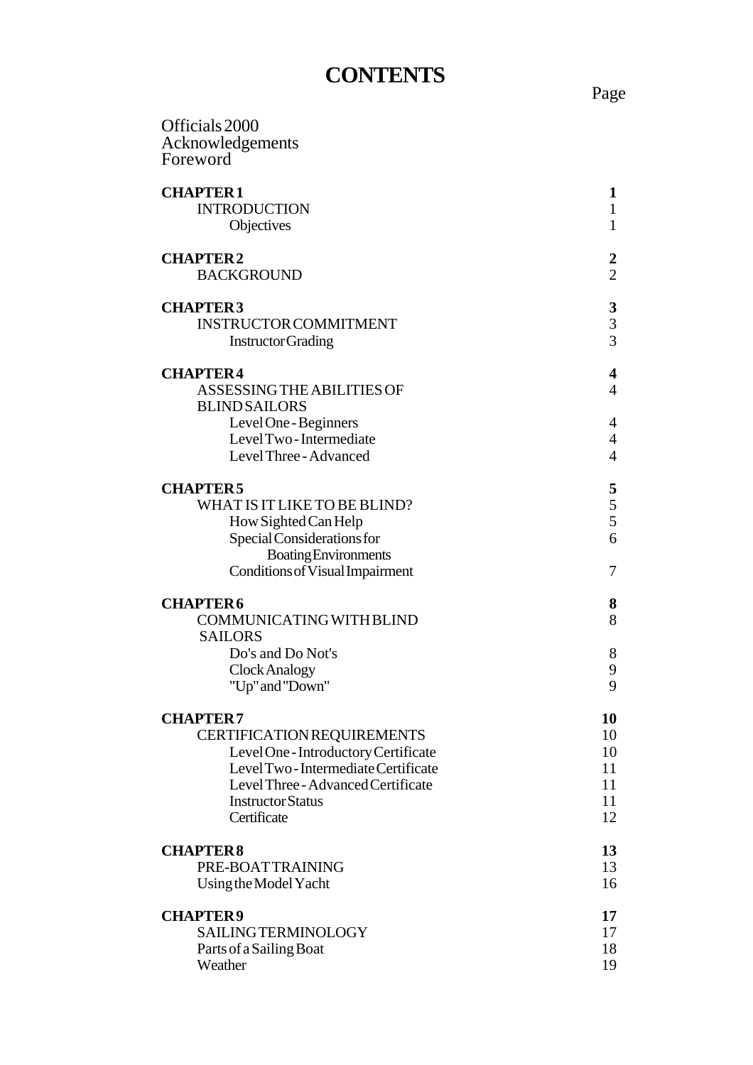# CONTENTS

| | Page |
|---|---|
| Officials 2000 | |
| Acknowledgements | |
| Foreword | |
| **CHAPTER 1** | **1** |
| INTRODUCTION | 1 |
| Objectives | 1 |
| **CHAPTER 2** | **2** |
| BACKGROUND | 2 |
| **CHAPTER 3** | **3** |
| INSTRUCTOR COMMITMENT | 3 |
| Instructor Grading | 3 |
| **CHAPTER 4** | **4** |
| ASSESSING THE ABILITIES OF BLIND SAILORS | 4 |
| Level One - Beginners | 4 |
| Level Two - Intermediate | 4 |
| Level Three - Advanced | 4 |
| **CHAPTER 5** | **5** |
| WHAT IS IT LIKE TO BE BLIND? | 5 |
| How Sighted Can Help | 5 |
| Special Considerations for Boating Environments | 6 |
| Conditions of Visual Impairment | 7 |
| **CHAPTER 6** | **8** |
| COMMUNICATING WITH BLIND SAILORS | 8 |
| Do's and Do Not's | 8 |
| Clock Analogy | 9 |
| "Up" and "Down" | 9 |
| **CHAPTER 7** | **10** |
| CERTIFICATION REQUIREMENTS | 10 |
| Level One - Introductory Certificate | 10 |
| Level Two - Intermediate Certificate | 11 |
| Level Three - Advanced Certificate | 11 |
| Instructor Status | 11 |
| Certificate | 12 |
| **CHAPTER 8** | **13** |
| PRE-BOAT TRAINING | 13 |
| Using the Model Yacht | 16 |
| **CHAPTER 9** | **17** |
| SAILING TERMINOLOGY | 17 |
| Parts of a Sailing Boat | 18 |
| Weather | 19 |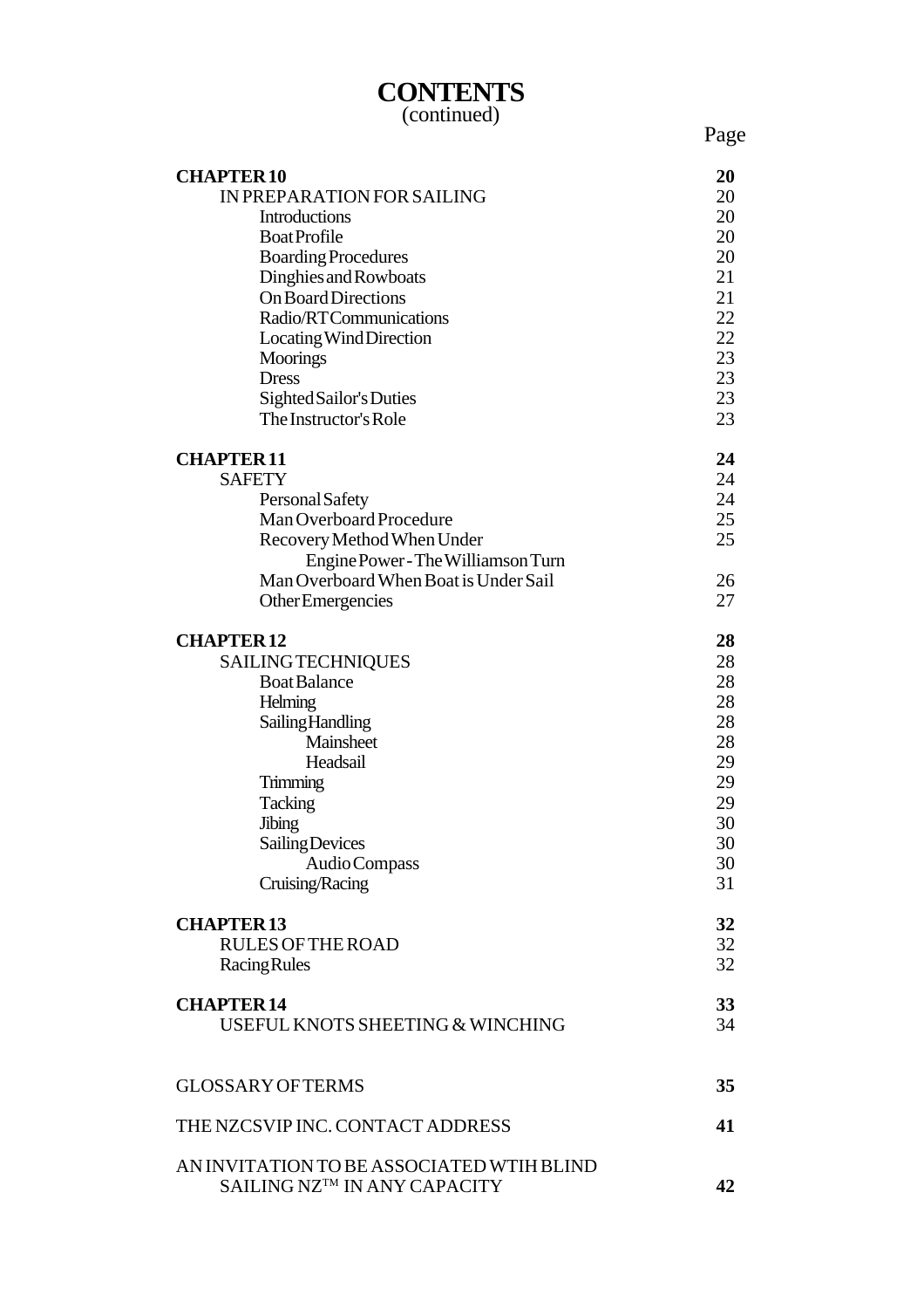# CONTENTS
(continued)

| | Page |
|---|---|
| **CHAPTER 10** | **20** |
| IN PREPARATION FOR SAILING | 20 |
| Introductions | 20 |
| Boat Profile | 20 |
| Boarding Procedures | 20 |
| Dinghies and Rowboats | 21 |
| On Board Directions | 21 |
| Radio/RT Communications | 22 |
| Locating Wind Direction | 22 |
| Moorings | 23 |
| Dress | 23 |
| Sighted Sailor's Duties | 23 |
| The Instructor's Role | 23 |
| **CHAPTER 11** | **24** |
| SAFETY | 24 |
| Personal Safety | 24 |
| Man Overboard Procedure | 25 |
| Recovery Method When Under Engine Power - The Williamson Turn | 25 |
| Man Overboard When Boat is Under Sail | 26 |
| Other Emergencies | 27 |
| **CHAPTER 12** | **28** |
| SAILING TECHNIQUES | 28 |
| Boat Balance | 28 |
| Helming | 28 |
| Sailing Handling | 28 |
| Mainsheet | 28 |
| Headsail | 29 |
| Trimming | 29 |
| Tacking | 29 |
| Jibing | 30 |
| Sailing Devices | 30 |
| Audio Compass | 30 |
| Cruising/Racing | 31 |
| **CHAPTER 13** | **32** |
| RULES OF THE ROAD | 32 |
| Racing Rules | 32 |
| **CHAPTER 14** | **33** |
| USEFUL KNOTS SHEETING & WINCHING | 34 |
| GLOSSARY OF TERMS | **35** |
| THE NZCSVIP INC. CONTACT ADDRESS | **41** |
| AN INVITATION TO BE ASSOCIATED WTIH BLIND SAILING NZ™ IN ANY CAPACITY | **42** |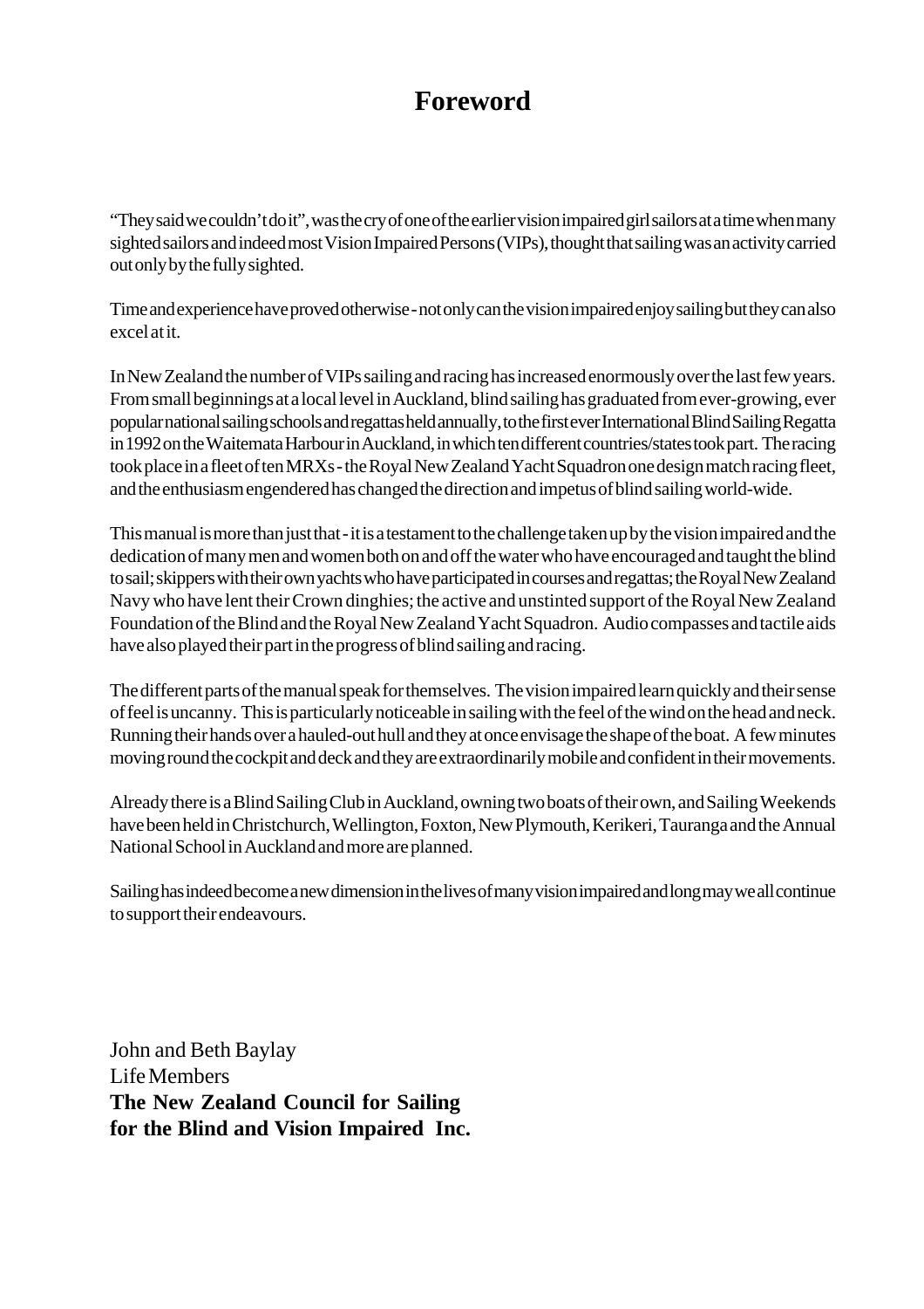# Foreword

"They said we couldn't do it", was the cry of one of the earlier vision impaired girl sailors at a time when many sighted sailors and indeed most Vision Impaired Persons (VIPs), thought that sailing was an activity carried out only by the fully sighted.

Time and experience have proved otherwise - not only can the vision impaired enjoy sailing but they can also excel at it.

In New Zealand the number of VIPs sailing and racing has increased enormously over the last few years. From small beginnings at a local level in Auckland, blind sailing has graduated from ever-growing, ever popular national sailing schools and regattas held annually, to the first ever International Blind Sailing Regatta in 1992 on the Waitemata Harbour in Auckland, in which ten different countries/states took part. The racing took place in a fleet of ten MRXs - the Royal New Zealand Yacht Squadron one design match racing fleet, and the enthusiasm engendered has changed the direction and impetus of blind sailing world-wide.

This manual is more than just that - it is a testament to the challenge taken up by the vision impaired and the dedication of many men and women both on and off the water who have encouraged and taught the blind to sail; skippers with their own yachts who have participated in courses and regattas; the Royal New Zealand Navy who have lent their Crown dinghies; the active and unstinted support of the Royal New Zealand Foundation of the Blind and the Royal New Zealand Yacht Squadron. Audio compasses and tactile aids have also played their part in the progress of blind sailing and racing.

The different parts of the manual speak for themselves. The vision impaired learn quickly and their sense of feel is uncanny. This is particularly noticeable in sailing with the feel of the wind on the head and neck. Running their hands over a hauled-out hull and they at once envisage the shape of the boat. A few minutes moving round the cockpit and deck and they are extraordinarily mobile and confident in their movements.

Already there is a Blind Sailing Club in Auckland, owning two boats of their own, and Sailing Weekends have been held in Christchurch, Wellington, Foxton, New Plymouth, Kerikeri, Tauranga and the Annual National School in Auckland and more are planned.

Sailing has indeed become a new dimension in the lives of many vision impaired and long may we all continue to support their endeavours.

John and Beth Baylay
Life Members
**The New Zealand Council for Sailing**
**for the Blind and Vision Impaired Inc.**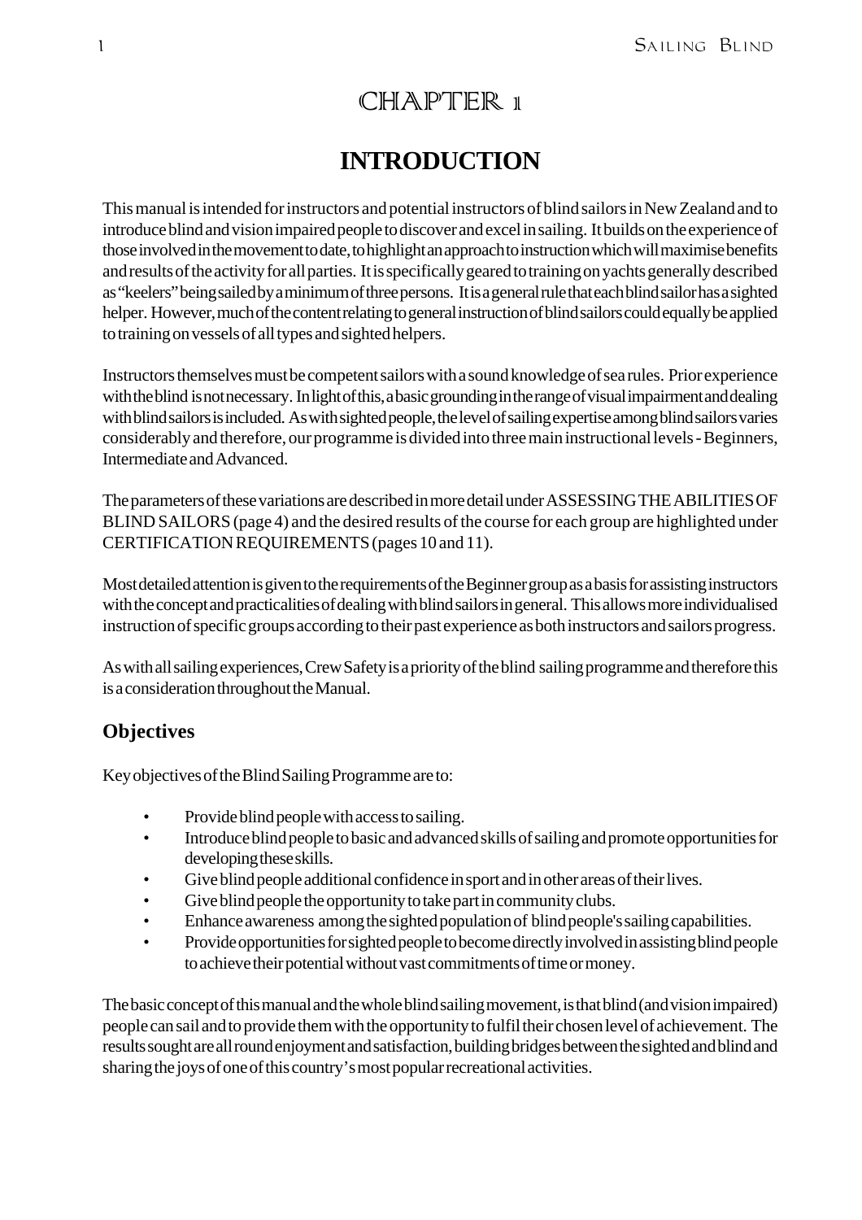# CHAPTER 1

# INTRODUCTION

This manual is intended for instructors and potential instructors of blind sailors in New Zealand and to introduce blind and vision impaired people to discover and excel in sailing. It builds on the experience of those involved in the movement to date, to highlight an approach to instruction which will maximise benefits and results of the activity for all parties. It is specifically geared to training on yachts generally described as "keelers" being sailed by a minimum of three persons. It is a general rule that each blind sailor has a sighted helper. However, much of the content relating to general instruction of blind sailors could equally be applied to training on vessels of all types and sighted helpers.

Instructors themselves must be competent sailors with a sound knowledge of sea rules. Prior experience with the blind is not necessary. In light of this, a basic grounding in the range of visual impairment and dealing with blind sailors is included. As with sighted people, the level of sailing expertise among blind sailors varies considerably and therefore, our programme is divided into three main instructional levels - Beginners, Intermediate and Advanced.

The parameters of these variations are described in more detail under ASSESSING THE ABILITIES OF BLIND SAILORS (page 4) and the desired results of the course for each group are highlighted under CERTIFICATION REQUIREMENTS (pages 10 and 11).

Most detailed attention is given to the requirements of the Beginner group as a basis for assisting instructors with the concept and practicalities of dealing with blind sailors in general. This allows more individualised instruction of specific groups according to their past experience as both instructors and sailors progress.

As with all sailing experiences, Crew Safety is a priority of the blind sailing programme and therefore this is a consideration throughout the Manual.

## Objectives

Key objectives of the Blind Sailing Programme are to:

- Provide blind people with access to sailing.
- Introduce blind people to basic and advanced skills of sailing and promote opportunities for developing these skills.
- Give blind people additional confidence in sport and in other areas of their lives.
- Give blind people the opportunity to take part in community clubs.
- Enhance awareness among the sighted population of blind people's sailing capabilities.
- Provide opportunities for sighted people to become directly involved in assisting blind people to achieve their potential without vast commitments of time or money.

The basic concept of this manual and the whole blind sailing movement, is that blind (and vision impaired) people can sail and to provide them with the opportunity to fulfil their chosen level of achievement. The results sought are all round enjoyment and satisfaction, building bridges between the sighted and blind and sharing the joys of one of this country's most popular recreational activities.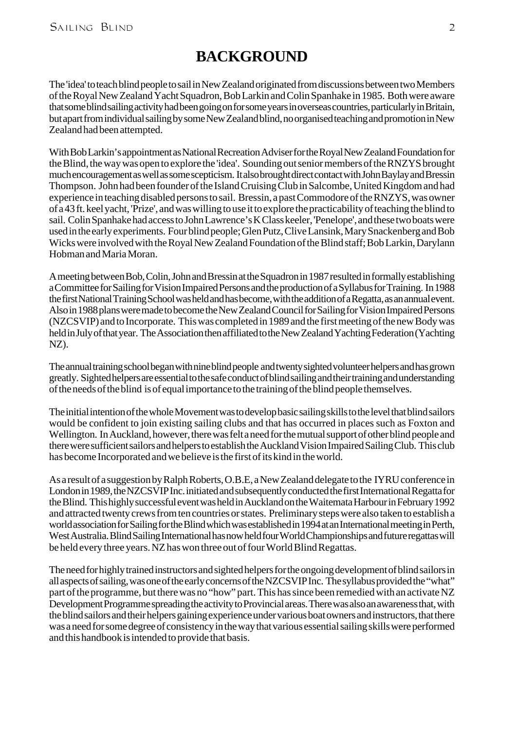# BACKGROUND

The 'idea' to teach blind people to sail in New Zealand originated from discussions between two Members of the Royal New Zealand Yacht Squadron, Bob Larkin and Colin Spanhake in 1985. Both were aware that some blind sailing activity had been going on for some years in overseas countries, particularly in Britain, but apart from individual sailing by some New Zealand blind, no organised teaching and promotion in New Zealand had been attempted.

With Bob Larkin's appointment as National Recreation Adviser for the Royal New Zealand Foundation for the Blind, the way was open to explore the 'idea'. Sounding out senior members of the RNZYS brought much encouragement as well as some scepticism. It also brought direct contact with John Baylay and Bressin Thompson. John had been founder of the Island Cruising Club in Salcombe, United Kingdom and had experience in teaching disabled persons to sail. Bressin, a past Commodore of the RNZYS, was owner of a 43 ft. keel yacht, 'Prize', and was willing to use it to explore the practicability of teaching the blind to sail. Colin Spanhake had access to John Lawrence's K Class keeler, 'Penelope', and these two boats were used in the early experiments. Four blind people; Glen Putz, Clive Lansink, Mary Snackenberg and Bob Wicks were involved with the Royal New Zealand Foundation of the Blind staff; Bob Larkin, Darylann Hobman and Maria Moran.

A meeting between Bob, Colin, John and Bressin at the Squadron in 1987 resulted in formally establishing a Committee for Sailing for Vision Impaired Persons and the production of a Syllabus for Training. In 1988 the first National Training School was held and has become, with the addition of a Regatta, as an annual event. Also in 1988 plans were made to become the New Zealand Council for Sailing for Vision Impaired Persons (NZCSVIP) and to Incorporate. This was completed in 1989 and the first meeting of the new Body was held in July of that year. The Association then affiliated to the New Zealand Yachting Federation (Yachting NZ).

The annual training school began with nine blind people and twenty sighted volunteer helpers and has grown greatly. Sighted helpers are essential to the safe conduct of blind sailing and their training and understanding of the needs of the blind is of equal importance to the training of the blind people themselves.

The initial intention of the whole Movement was to develop basic sailing skills to the level that blind sailors would be confident to join existing sailing clubs and that has occurred in places such as Foxton and Wellington. In Auckland, however, there was felt a need for the mutual support of other blind people and there were sufficient sailors and helpers to establish the Auckland Vision Impaired Sailing Club. This club has become Incorporated and we believe is the first of its kind in the world.

As a result of a suggestion by Ralph Roberts, O.B.E, a New Zealand delegate to the IYRU conference in London in 1989, the NZCSVIP Inc. initiated and subsequently conducted the first International Regatta for the Blind. This highly successful event was held in Auckland on the Waitemata Harbour in February 1992 and attracted twenty crews from ten countries or states. Preliminary steps were also taken to establish a world association for Sailing for the Blind which was established in 1994 at an International meeting in Perth, West Australia. Blind Sailing International has now held four World Championships and future regattas will be held every three years. NZ has won three out of four World Blind Regattas.

The need for highly trained instructors and sighted helpers for the ongoing development of blind sailors in all aspects of sailing, was one of the early concerns of the NZCSVIP Inc. The syllabus provided the "what" part of the programme, but there was no "how" part. This has since been remedied with an activate NZ Development Programme spreading the activity to Provincial areas. There was also an awareness that, with the blind sailors and their helpers gaining experience under various boat owners and instructors, that there was a need for some degree of consistency in the way that various essential sailing skills were performed and this handbook is intended to provide that basis.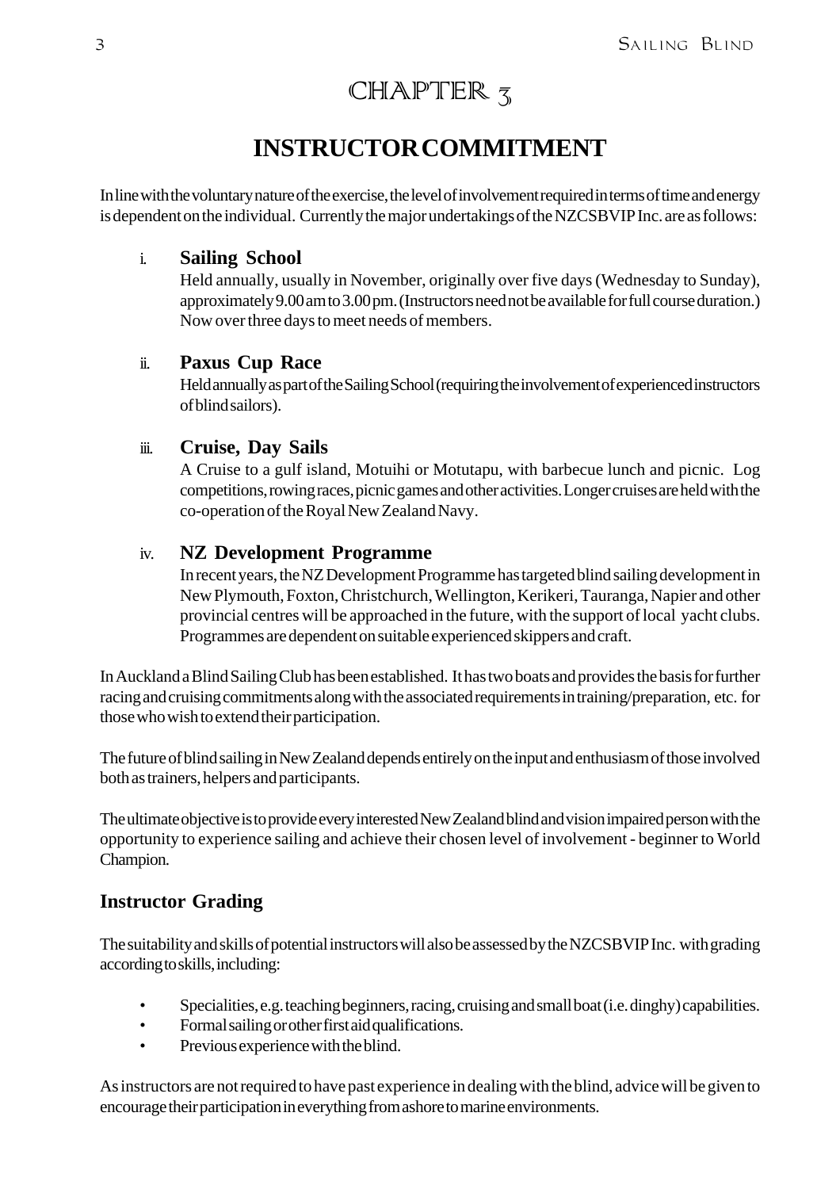# CHAPTER 3

## INSTRUCTOR COMMITMENT

In line with the voluntary nature of the exercise, the level of involvement required in terms of time and energy is dependent on the individual. Currently the major undertakings of the NZCSBVIP Inc. are as follows:

i. **Sailing School**
Held annually, usually in November, originally over five days (Wednesday to Sunday), approximately 9.00 am to 3.00 pm. (Instructors need not be available for full course duration.) Now over three days to meet needs of members.

ii. **Paxus Cup Race**
Held annually as part of the Sailing School (requiring the involvement of experienced instructors of blind sailors).

iii. **Cruise, Day Sails**
A Cruise to a gulf island, Motuihi or Motutapu, with barbecue lunch and picnic. Log competitions, rowing races, picnic games and other activities. Longer cruises are held with the co-operation of the Royal New Zealand Navy.

iv. **NZ Development Programme**
In recent years, the NZ Development Programme has targeted blind sailing development in New Plymouth, Foxton, Christchurch, Wellington, Kerikeri, Tauranga, Napier and other provincial centres will be approached in the future, with the support of local yacht clubs. Programmes are dependent on suitable experienced skippers and craft.

In Auckland a Blind Sailing Club has been established. It has two boats and provides the basis for further racing and cruising commitments along with the associated requirements in training/preparation, etc. for those who wish to extend their participation.

The future of blind sailing in New Zealand depends entirely on the input and enthusiasm of those involved both as trainers, helpers and participants.

The ultimate objective is to provide every interested New Zealand blind and vision impaired person with the opportunity to experience sailing and achieve their chosen level of involvement - beginner to World Champion.

### Instructor Grading

The suitability and skills of potential instructors will also be assessed by the NZCSBVIP Inc. with grading according to skills, including:

- Specialities, e.g. teaching beginners, racing, cruising and small boat (i.e. dinghy) capabilities.
- Formal sailing or other first aid qualifications.
- Previous experience with the blind.

As instructors are not required to have past experience in dealing with the blind, advice will be given to encourage their participation in everything from ashore to marine environments.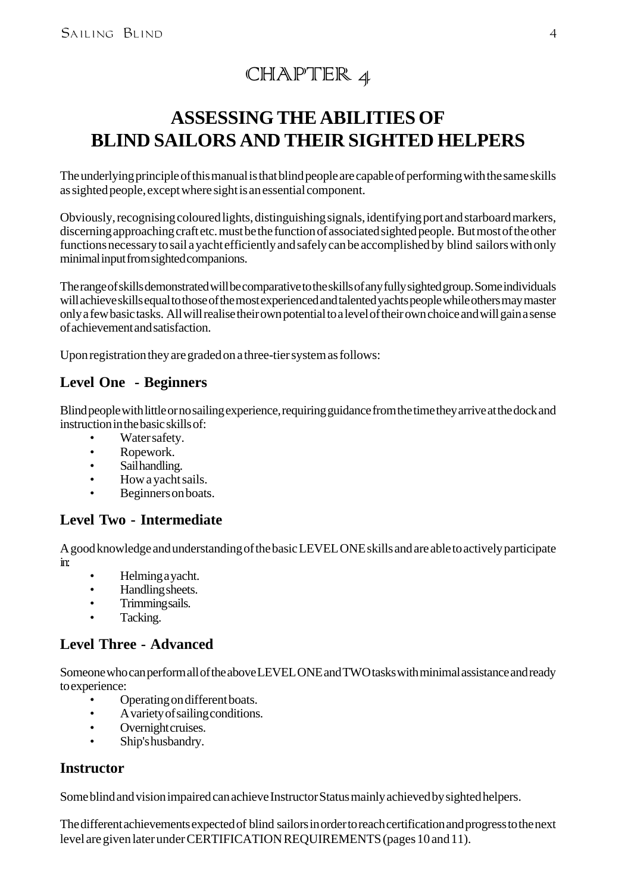# CHAPTER 4

# ASSESSING THE ABILITIES OF BLIND SAILORS AND THEIR SIGHTED HELPERS

The underlying principle of this manual is that blind people are capable of performing with the same skills as sighted people, except where sight is an essential component.

Obviously, recognising coloured lights, distinguishing signals, identifying port and starboard markers, discerning approaching craft etc. must be the function of associated sighted people. But most of the other functions necessary to sail a yacht efficiently and safely can be accomplished by blind sailors with only minimal input from sighted companions.

The range of skills demonstrated will be comparative to the skills of any fully sighted group. Some individuals will achieve skills equal to those of the most experienced and talented yachts people while others may master only a few basic tasks. All will realise their own potential to a level of their own choice and will gain a sense of achievement and satisfaction.

Upon registration they are graded on a three-tier system as follows:

## Level One - Beginners

Blind people with little or no sailing experience, requiring guidance from the time they arrive at the dock and instruction in the basic skills of:

- Water safety.
- Ropework.
- Sail handling.
- How a yacht sails.
- Beginners on boats.

## Level Two - Intermediate

A good knowledge and understanding of the basic LEVEL ONE skills and are able to actively participate in:

- Helming a yacht.
- Handling sheets.
- Trimming sails.
- Tacking.

## Level Three - Advanced

Someone who can perform all of the above LEVEL ONE and TWO tasks with minimal assistance and ready to experience:

- Operating on different boats.
- A variety of sailing conditions.
- Overnight cruises.
- Ship's husbandry.

## Instructor

Some blind and vision impaired can achieve Instructor Status mainly achieved by sighted helpers.

The different achievements expected of blind sailors in order to reach certification and progress to the next level are given later under CERTIFICATION REQUIREMENTS (pages 10 and 11).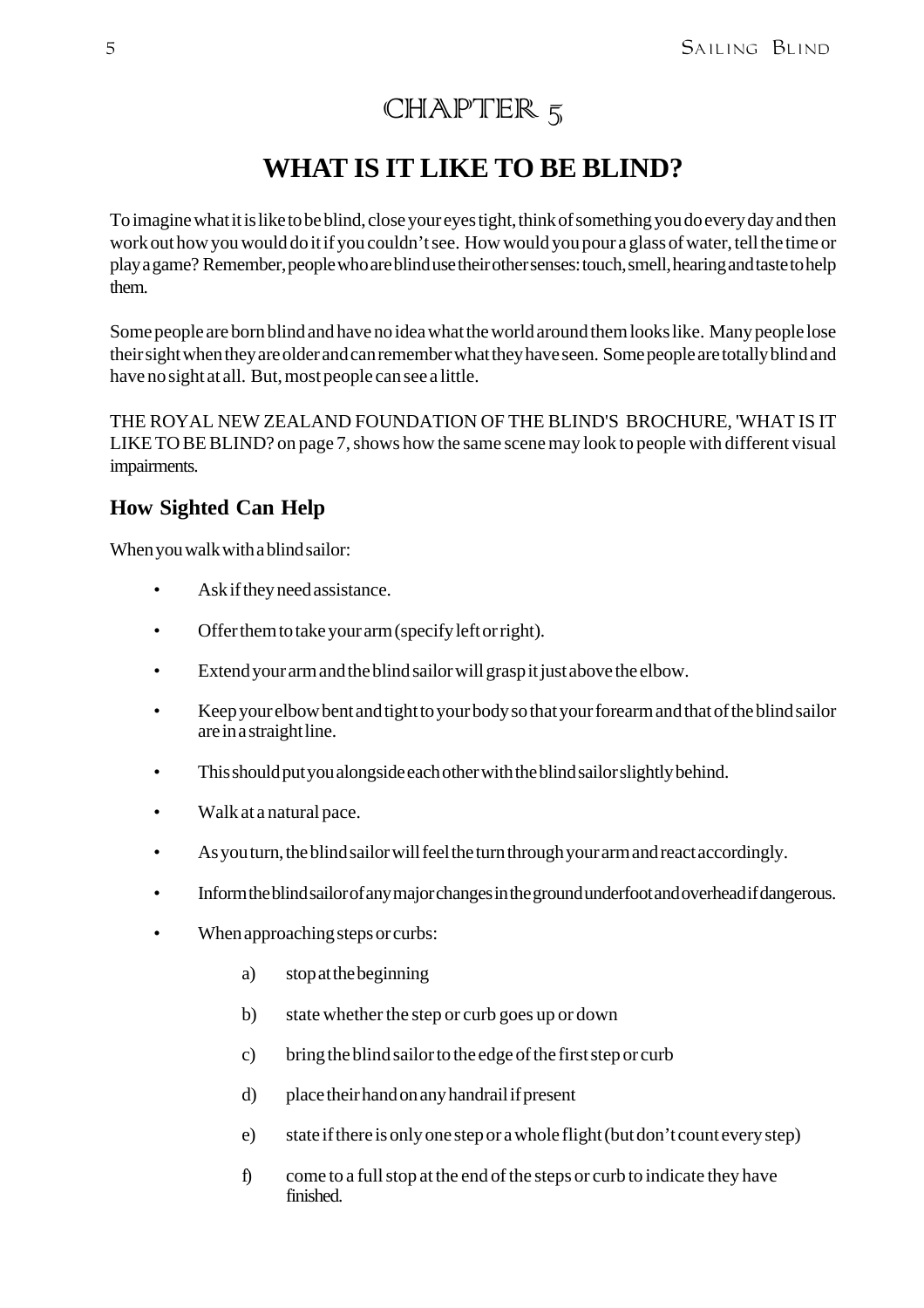# CHAPTER 5

## WHAT IS IT LIKE TO BE BLIND?

To imagine what it is like to be blind, close your eyes tight, think of something you do every day and then work out how you would do it if you couldn't see. How would you pour a glass of water, tell the time or play a game? Remember, people who are blind use their other senses: touch, smell, hearing and taste to help them.

Some people are born blind and have no idea what the world around them looks like. Many people lose their sight when they are older and can remember what they have seen. Some people are totally blind and have no sight at all. But, most people can see a little.

THE ROYAL NEW ZEALAND FOUNDATION OF THE BLIND'S BROCHURE, 'WHAT IS IT LIKE TO BE BLIND? on page 7, shows how the same scene may look to people with different visual impairments.

### How Sighted Can Help

When you walk with a blind sailor:

- Ask if they need assistance.
- Offer them to take your arm (specify left or right).
- Extend your arm and the blind sailor will grasp it just above the elbow.
- Keep your elbow bent and tight to your body so that your forearm and that of the blind sailor are in a straight line.
- This should put you alongside each other with the blind sailor slightly behind.
- Walk at a natural pace.
- As you turn, the blind sailor will feel the turn through your arm and react accordingly.
- Inform the blind sailor of any major changes in the ground underfoot and overhead if dangerous.
- When approaching steps or curbs:
    - a) stop at the beginning
    - b) state whether the step or curb goes up or down
    - c) bring the blind sailor to the edge of the first step or curb
    - d) place their hand on any handrail if present
    - e) state if there is only one step or a whole flight (but don't count every step)
    - f) come to a full stop at the end of the steps or curb to indicate they have finished.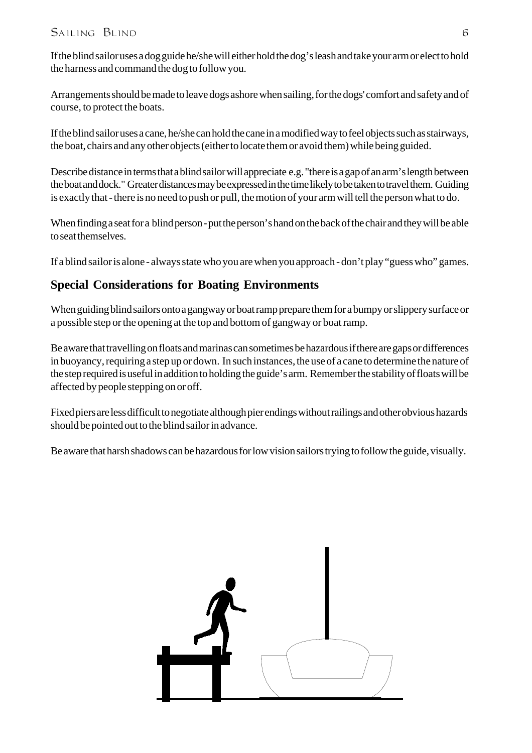If the blind sailor uses a dog guide he/she will either hold the dog's leash and take your arm or elect to hold the harness and command the dog to follow you.

Arrangements should be made to leave dogs ashore when sailing, for the dogs' comfort and safety and of course, to protect the boats.

If the blind sailor uses a cane, he/she can hold the cane in a modified way to feel objects such as stairways, the boat, chairs and any other objects (either to locate them or avoid them) while being guided.

Describe distance in terms that a blind sailor will appreciate e.g. "there is a gap of an arm's length between the boat and dock." Greater distances may be expressed in the time likely to be taken to travel them. Guiding is exactly that - there is no need to push or pull, the motion of your arm will tell the person what to do.

When finding a seat for a blind person - put the person's hand on the back of the chair and they will be able to seat themselves.

If a blind sailor is alone - always state who you are when you approach - don't play "guess who" games.

## Special Considerations for Boating Environments

When guiding blind sailors onto a gangway or boat ramp prepare them for a bumpy or slippery surface or a possible step or the opening at the top and bottom of gangway or boat ramp.

Be aware that travelling on floats and marinas can sometimes be hazardous if there are gaps or differences in buoyancy, requiring a step up or down. In such instances, the use of a cane to determine the nature of the step required is useful in addition to holding the guide's arm. Remember the stability of floats will be affected by people stepping on or off.

Fixed piers are less difficult to negotiate although pier endings without railings and other obvious hazards should be pointed out to the blind sailor in advance.

Be aware that harsh shadows can be hazardous for low vision sailors trying to follow the guide, visually.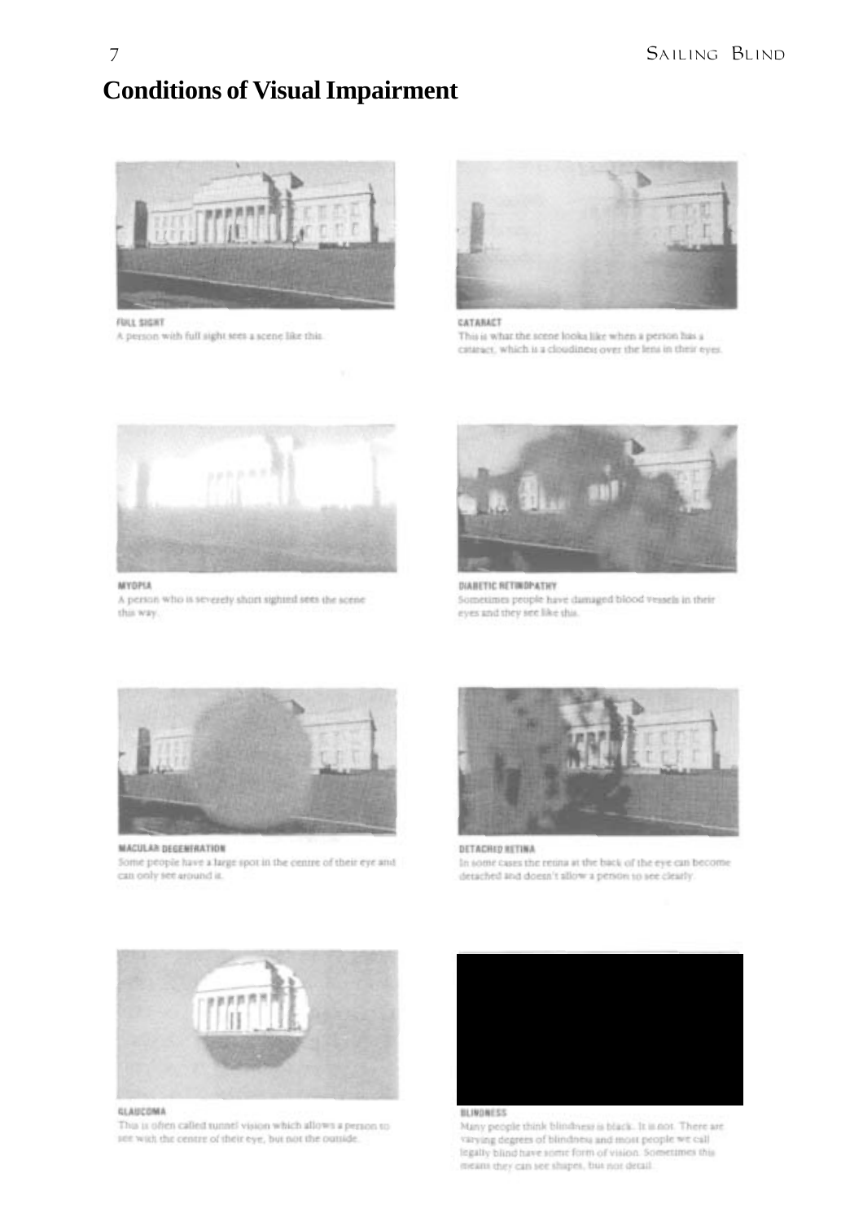# Conditions of Visual Impairment

**FULL SIGHT**
A person with full sight sees a scene like this.

**CATARACT**
This is what the scene looks like when a person has a cataract, which is a cloudiness over the lens in their eyes.

**MYOPIA**
A person who is severely short sighted sees the scene this way.

**DIABETIC RETINOPATHY**
Sometimes people have damaged blood vessels in their eyes and they see like this.

**MACULAR DEGENERATION**
Some people have a large spot in the centre of their eye and can only see around it.

**DETACHED RETINA**
In some cases the retina at the back of the eye can become detached and doesn't allow a person to see clearly.

**GLAUCOMA**
This is often called tunnel vision which allows a person to see with the centre of their eye, but not the outside.

**BLINDNESS**
Many people think blindness is black. It is not. There are varying degrees of blindness and most people we call legally blind have some form of vision. Sometimes this means they can see shapes, but not detail.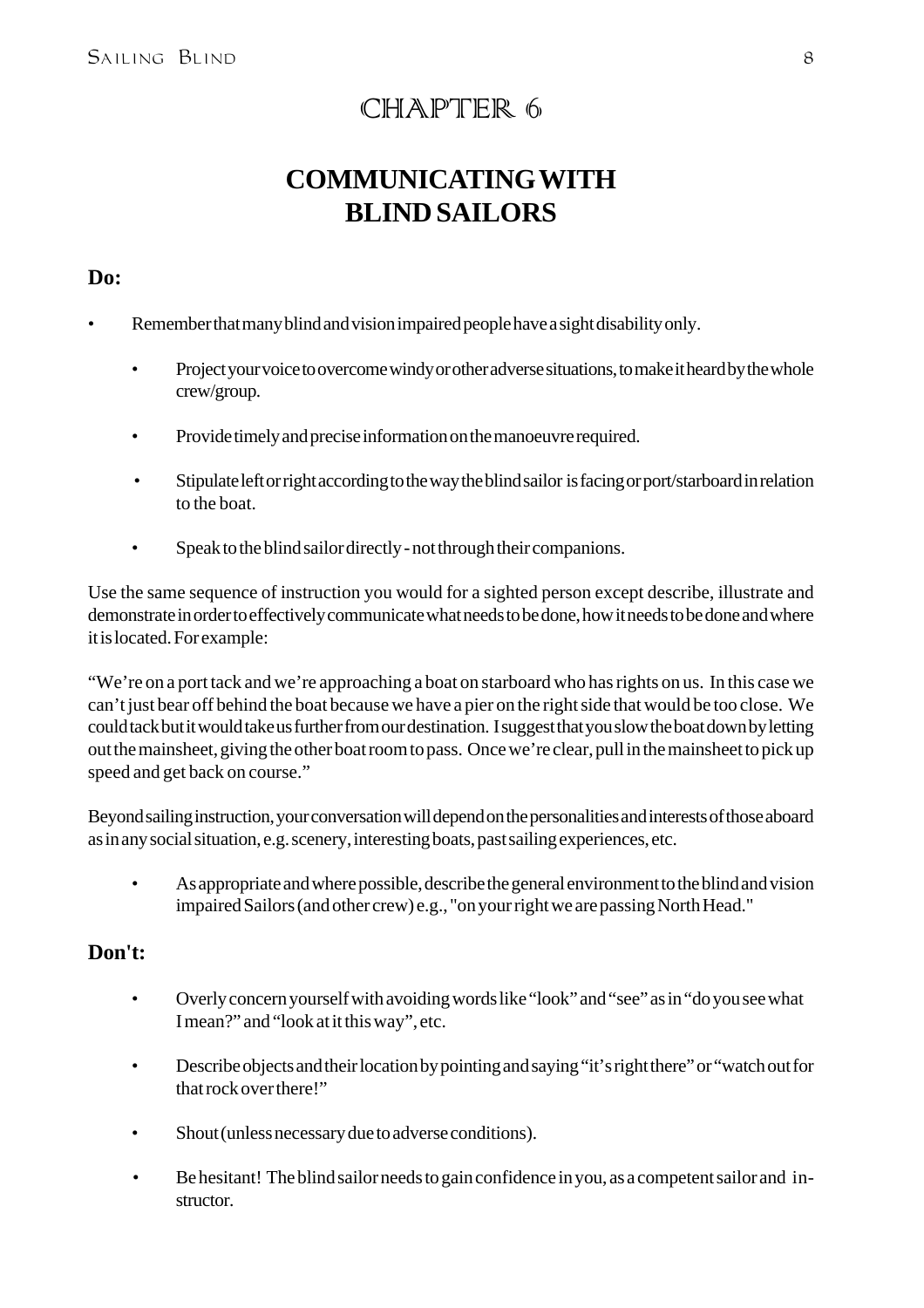# CHAPTER 6

## COMMUNICATING WITH BLIND SAILORS

### Do:

- Remember that many blind and vision impaired people have a sight disability only.
  - Project your voice to overcome windy or other adverse situations, to make it heard by the whole crew/group.
  - Provide timely and precise information on the manoeuvre required.
  - Stipulate left or right according to the way the blind sailor is facing or port/starboard in relation to the boat.
  - Speak to the blind sailor directly - not through their companions.

Use the same sequence of instruction you would for a sighted person except describe, illustrate and demonstrate in order to effectively communicate what needs to be done, how it needs to be done and where it is located. For example:

"We're on a port tack and we're approaching a boat on starboard who has rights on us. In this case we can't just bear off behind the boat because we have a pier on the right side that would be too close. We could tack but it would take us further from our destination. I suggest that you slow the boat down by letting out the mainsheet, giving the other boat room to pass. Once we're clear, pull in the mainsheet to pick up speed and get back on course."

Beyond sailing instruction, your conversation will depend on the personalities and interests of those aboard as in any social situation, e.g. scenery, interesting boats, past sailing experiences, etc.

- As appropriate and where possible, describe the general environment to the blind and vision impaired Sailors (and other crew) e.g., "on your right we are passing North Head."

### Don't:

- Overly concern yourself with avoiding words like "look" and "see" as in "do you see what I mean?" and "look at it this way", etc.
- Describe objects and their location by pointing and saying "it's right there" or "watch out for that rock over there!"
- Shout (unless necessary due to adverse conditions).
- Be hesitant! The blind sailor needs to gain confidence in you, as a competent sailor and instructor.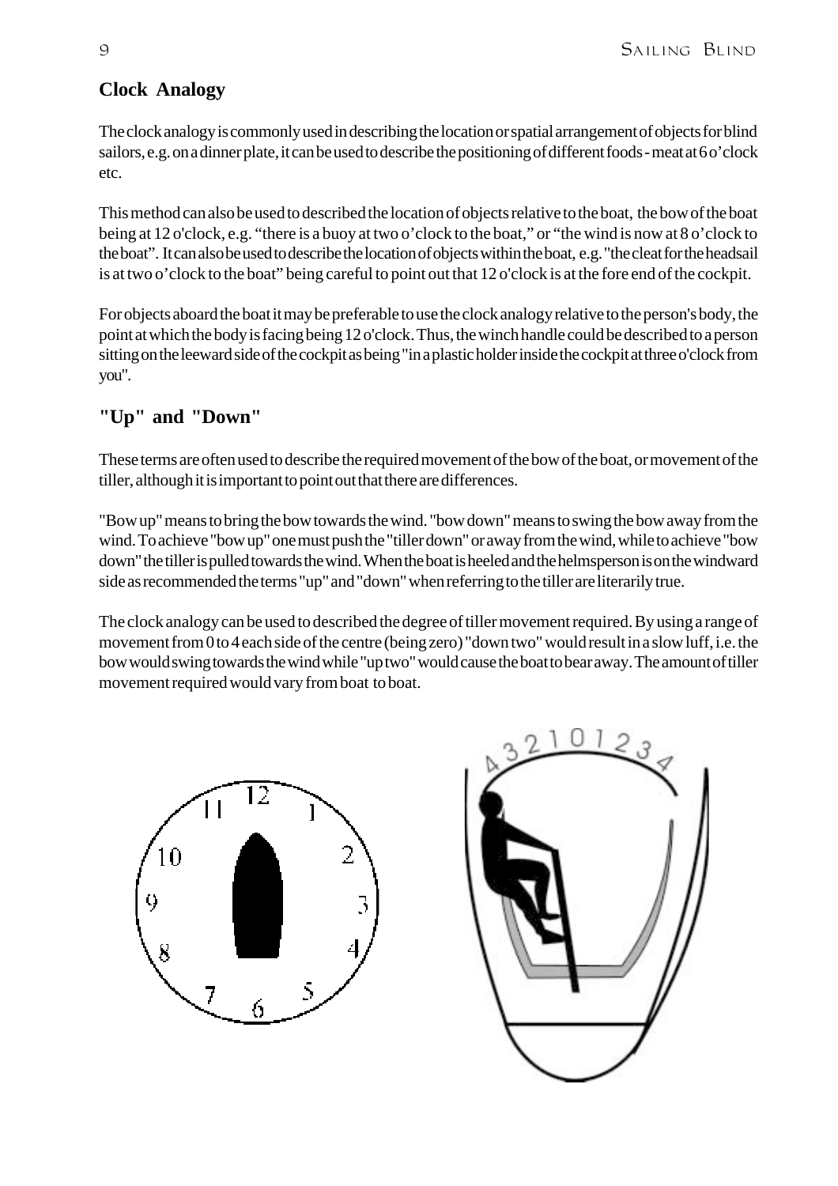## Clock Analogy

The clock analogy is commonly used in describing the location or spatial arrangement of objects for blind sailors, e.g. on a dinner plate, it can be used to describe the positioning of different foods - meat at 6 o'clock etc.

This method can also be used to described the location of objects relative to the boat, the bow of the boat being at 12 o'clock, e.g. "there is a buoy at two o'clock to the boat," or "the wind is now at 8 o'clock to the boat". It can also be used to describe the location of objects within the boat, e.g. "the cleat for the headsail is at two o'clock to the boat" being careful to point out that 12 o'clock is at the fore end of the cockpit.

For objects aboard the boat it may be preferable to use the clock analogy relative to the person's body, the point at which the body is facing being 12 o'clock. Thus, the winch handle could be described to a person sitting on the leeward side of the cockpit as being "in a plastic holder inside the cockpit at three o'clock from you".

## "Up" and "Down"

These terms are often used to describe the required movement of the bow of the boat, or movement of the tiller, although it is important to point out that there are differences.

"Bow up" means to bring the bow towards the wind. "bow down" means to swing the bow away from the wind. To achieve "bow up" one must push the "tiller down" or away from the wind, while to achieve "bow down" the tiller is pulled towards the wind. When the boat is heeled and the helmsperson is on the windward side as recommended the terms "up" and "down" when referring to the tiller are literarily true.

The clock analogy can be used to described the degree of tiller movement required. By using a range of movement from 0 to 4 each side of the centre (being zero) "down two" would result in a slow luff, i.e. the bow would swing towards the wind while "up two" would cause the boat to bear away. The amount of tiller movement required would vary from boat to boat.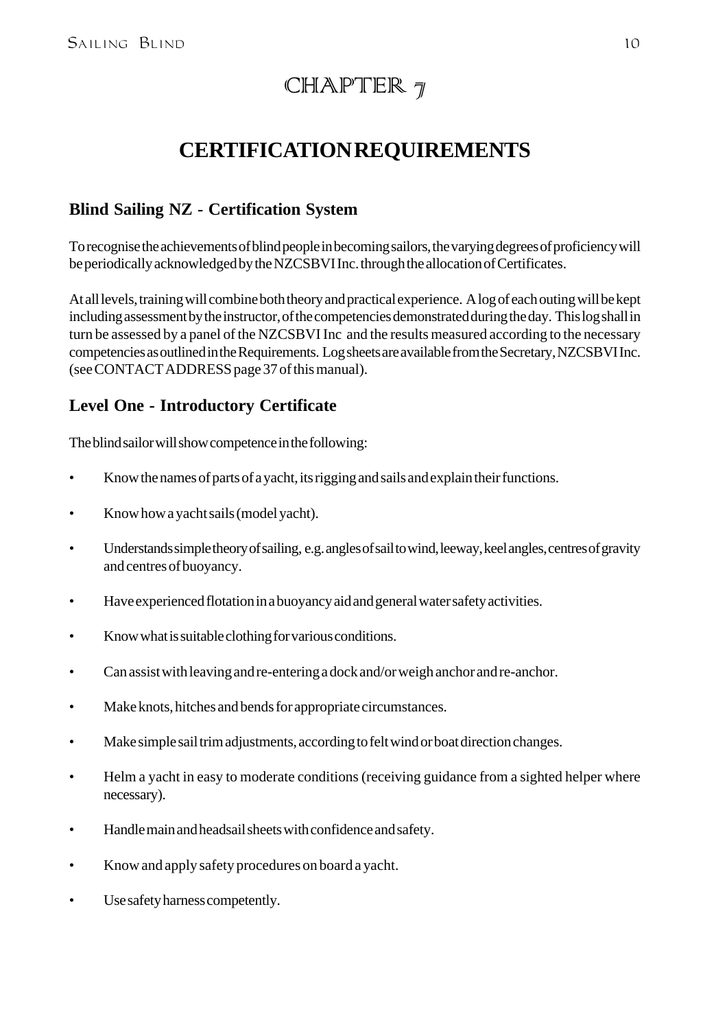# CHAPTER 7

# CERTIFICATION REQUIREMENTS

## Blind Sailing NZ - Certification System

To recognise the achievements of blind people in becoming sailors, the varying degrees of proficiency will be periodically acknowledged by the NZCSBVI Inc. through the allocation of Certificates.

At all levels, training will combine both theory and practical experience. A log of each outing will be kept including assessment by the instructor, of the competencies demonstrated during the day. This log shall in turn be assessed by a panel of the NZCSBVI Inc and the results measured according to the necessary competencies as outlined in the Requirements. Log sheets are available from the Secretary, NZCSBVI Inc. (see CONTACT ADDRESS page 37 of this manual).

## Level One - Introductory Certificate

The blind sailor will show competence in the following:

- Know the names of parts of a yacht, its rigging and sails and explain their functions.
- Know how a yacht sails (model yacht).
- Understands simple theory of sailing, e.g. angles of sail to wind, leeway, keel angles, centres of gravity and centres of buoyancy.
- Have experienced flotation in a buoyancy aid and general water safety activities.
- Know what is suitable clothing for various conditions.
- Can assist with leaving and re-entering a dock and/or weigh anchor and re-anchor.
- Make knots, hitches and bends for appropriate circumstances.
- Make simple sail trim adjustments, according to felt wind or boat direction changes.
- Helm a yacht in easy to moderate conditions (receiving guidance from a sighted helper where necessary).
- Handle main and headsail sheets with confidence and safety.
- Know and apply safety procedures on board a yacht.
- Use safety harness competently.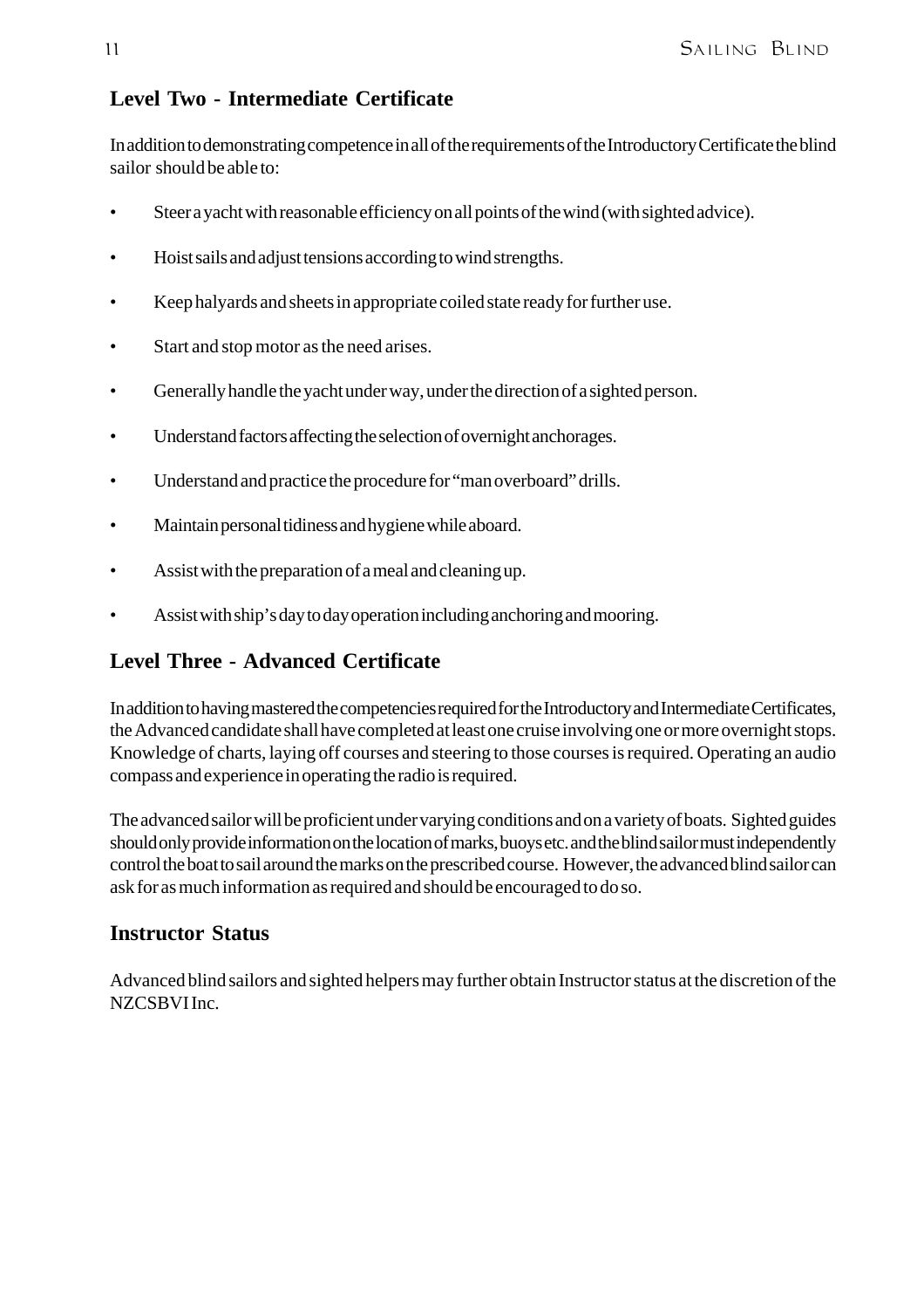## Level Two - Intermediate Certificate

In addition to demonstrating competence in all of the requirements of the Introductory Certificate the blind sailor should be able to:

- Steer a yacht with reasonable efficiency on all points of the wind (with sighted advice).
- Hoist sails and adjust tensions according to wind strengths.
- Keep halyards and sheets in appropriate coiled state ready for further use.
- Start and stop motor as the need arises.
- Generally handle the yacht under way, under the direction of a sighted person.
- Understand factors affecting the selection of overnight anchorages.
- Understand and practice the procedure for "man overboard" drills.
- Maintain personal tidiness and hygiene while aboard.
- Assist with the preparation of a meal and cleaning up.
- Assist with ship's day to day operation including anchoring and mooring.

## Level Three - Advanced Certificate

In addition to having mastered the competencies required for the Introductory and Intermediate Certificates, the Advanced candidate shall have completed at least one cruise involving one or more overnight stops. Knowledge of charts, laying off courses and steering to those courses is required. Operating an audio compass and experience in operating the radio is required.

The advanced sailor will be proficient under varying conditions and on a variety of boats. Sighted guides should only provide information on the location of marks, buoys etc. and the blind sailor must independently control the boat to sail around the marks on the prescribed course. However, the advanced blind sailor can ask for as much information as required and should be encouraged to do so.

## Instructor Status

Advanced blind sailors and sighted helpers may further obtain Instructor status at the discretion of the NZCSBVI Inc.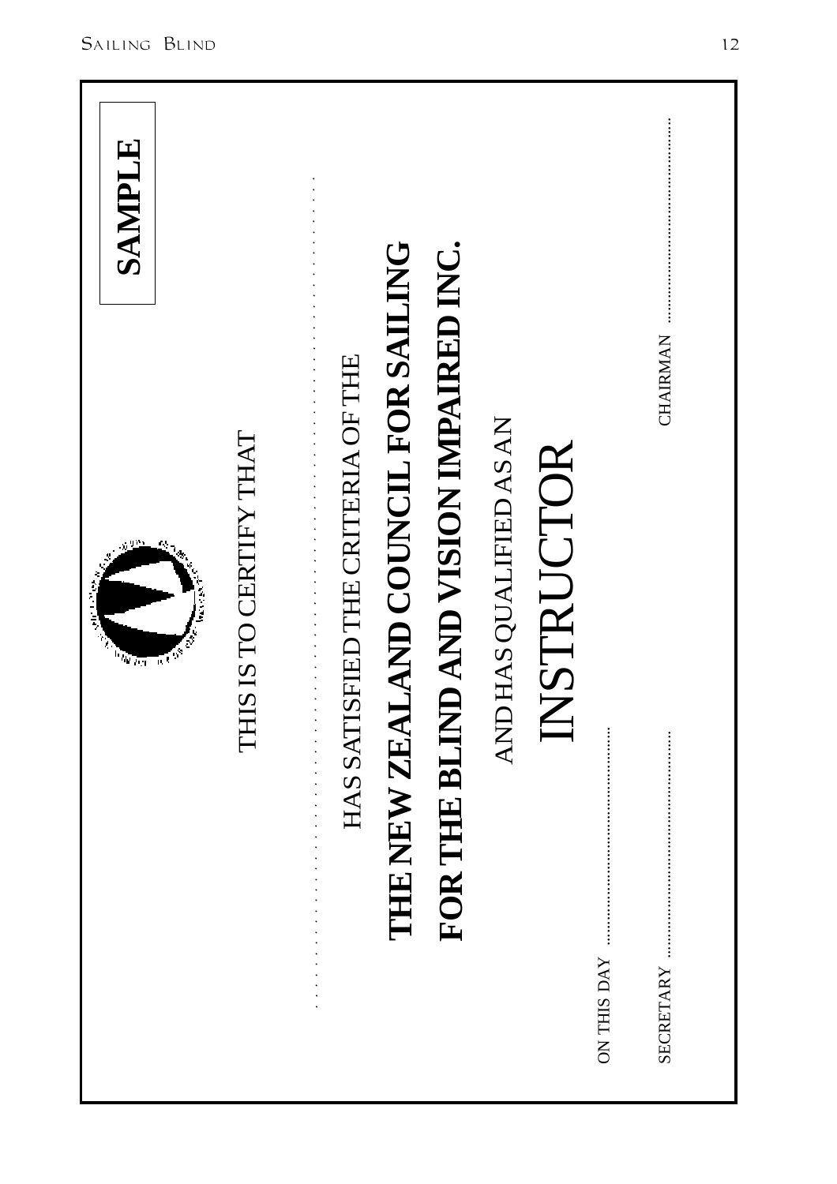**SAMPLE**

THIS IS TO CERTIFY THAT

. . . . . . . . . . . . . . . . . . . . . . . . . . . . . . . . . . . . . . . . . . . . . . . . . . . .

HAS SATISFIED THE CRITERIA OF THE

**THE NEW ZEALAND COUNCIL FOR SAILING**

**FOR THE BLIND AND VISION IMPAIRED INC.**

AND HAS QUALIFIED AS AN

# INSTRUCTOR

ON THIS DAY .....................................

SECRETARY ..................................... CHAIRMAN .....................................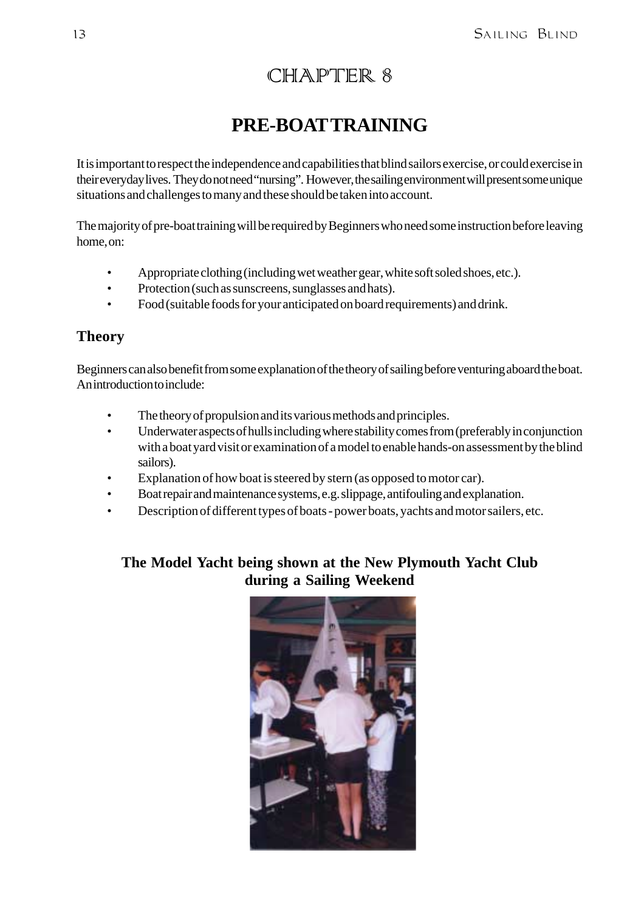# CHAPTER 8

## PRE-BOAT TRAINING

It is important to respect the independence and capabilities that blind sailors exercise, or could exercise in their everyday lives. They do not need "nursing". However, the sailing environment will present some unique situations and challenges to many and these should be taken into account.

The majority of pre-boat training will be required by Beginners who need some instruction before leaving home, on:

- Appropriate clothing (including wet weather gear, white soft soled shoes, etc.).
- Protection (such as sunscreens, sunglasses and hats).
- Food (suitable foods for your anticipated on board requirements) and drink.

### Theory

Beginners can also benefit from some explanation of the theory of sailing before venturing aboard the boat. An introduction to include:

- The theory of propulsion and its various methods and principles.
- Underwater aspects of hulls including where stability comes from (preferably in conjunction with a boat yard visit or examination of a model to enable hands-on assessment by the blind sailors).
- Explanation of how boat is steered by stern (as opposed to motor car).
- Boat repair and maintenance systems, e.g. slippage, antifouling and explanation.
- Description of different types of boats - power boats, yachts and motor sailers, etc.

**The Model Yacht being shown at the New Plymouth Yacht Club during a Sailing Weekend**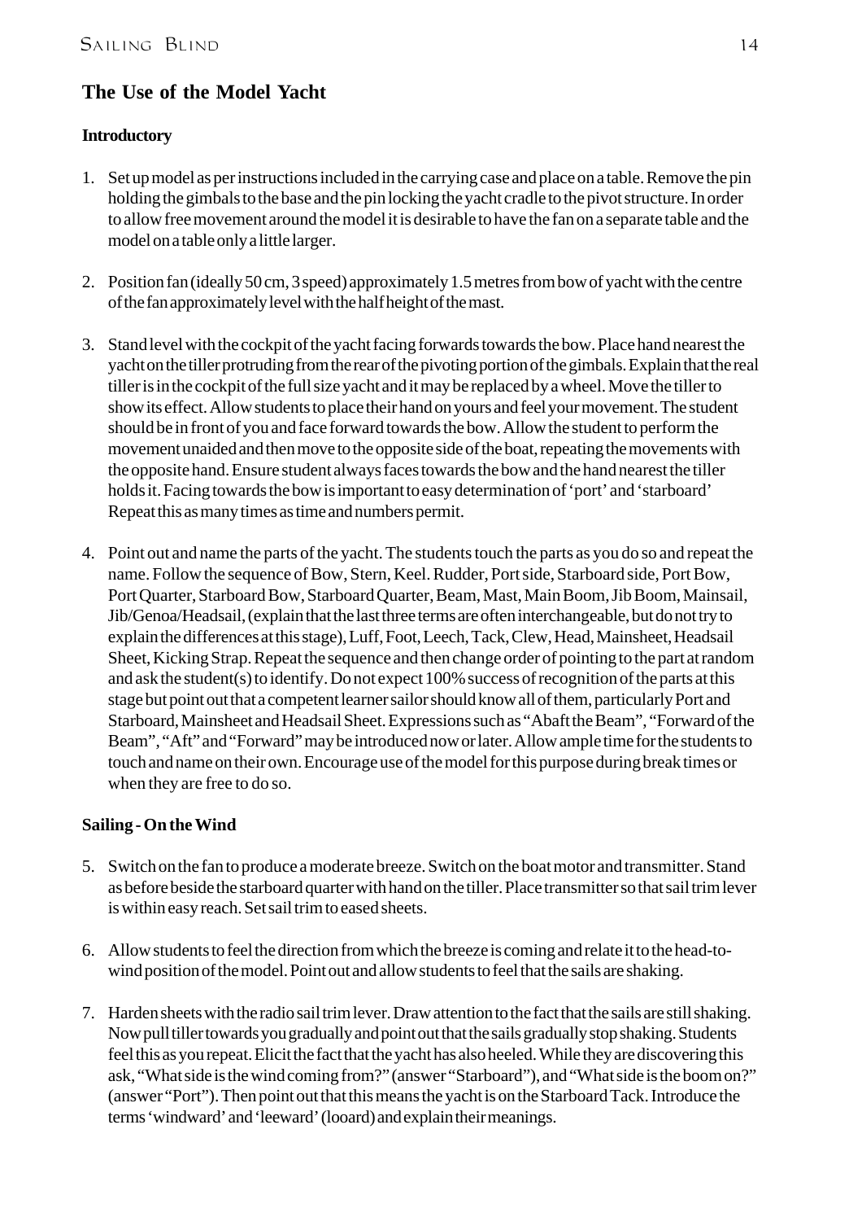## The Use of the Model Yacht

### Introductory

1. Set up model as per instructions included in the carrying case and place on a table. Remove the pin holding the gimbals to the base and the pin locking the yacht cradle to the pivot structure. In order to allow free movement around the model it is desirable to have the fan on a separate table and the model on a table only a little larger.

2. Position fan (ideally 50 cm, 3 speed) approximately 1.5 metres from bow of yacht with the centre of the fan approximately level with the half height of the mast.

3. Stand level with the cockpit of the yacht facing forwards towards the bow. Place hand nearest the yacht on the tiller protruding from the rear of the pivoting portion of the gimbals. Explain that the real tiller is in the cockpit of the full size yacht and it may be replaced by a wheel. Move the tiller to show its effect. Allow students to place their hand on yours and feel your movement. The student should be in front of you and face forward towards the bow. Allow the student to perform the movement unaided and then move to the opposite side of the boat, repeating the movements with the opposite hand. Ensure student always faces towards the bow and the hand nearest the tiller holds it. Facing towards the bow is important to easy determination of 'port' and 'starboard' Repeat this as many times as time and numbers permit.

4. Point out and name the parts of the yacht. The students touch the parts as you do so and repeat the name. Follow the sequence of Bow, Stern, Keel. Rudder, Port side, Starboard side, Port Bow, Port Quarter, Starboard Bow, Starboard Quarter, Beam, Mast, Main Boom, Jib Boom, Mainsail, Jib/Genoa/Headsail, (explain that the last three terms are often interchangeable, but do not try to explain the differences at this stage), Luff, Foot, Leech, Tack, Clew, Head, Mainsheet, Headsail Sheet, Kicking Strap. Repeat the sequence and then change order of pointing to the part at random and ask the student(s) to identify. Do not expect 100% success of recognition of the parts at this stage but point out that a competent learner sailor should know all of them, particularly Port and Starboard, Mainsheet and Headsail Sheet. Expressions such as "Abaft the Beam", "Forward of the Beam", "Aft" and "Forward" may be introduced now or later. Allow ample time for the students to touch and name on their own. Encourage use of the model for this purpose during break times or when they are free to do so.

### Sailing - On the Wind

5. Switch on the fan to produce a moderate breeze. Switch on the boat motor and transmitter. Stand as before beside the starboard quarter with hand on the tiller. Place transmitter so that sail trim lever is within easy reach. Set sail trim to eased sheets.

6. Allow students to feel the direction from which the breeze is coming and relate it to the head-to-wind position of the model. Point out and allow students to feel that the sails are shaking.

7. Harden sheets with the radio sail trim lever. Draw attention to the fact that the sails are still shaking. Now pull tiller towards you gradually and point out that the sails gradually stop shaking. Students feel this as you repeat. Elicit the fact that the yacht has also heeled. While they are discovering this ask, "What side is the wind coming from?" (answer "Starboard"), and "What side is the boom on?" (answer "Port"). Then point out that this means the yacht is on the Starboard Tack. Introduce the terms 'windward' and 'leeward' (looard) and explain their meanings.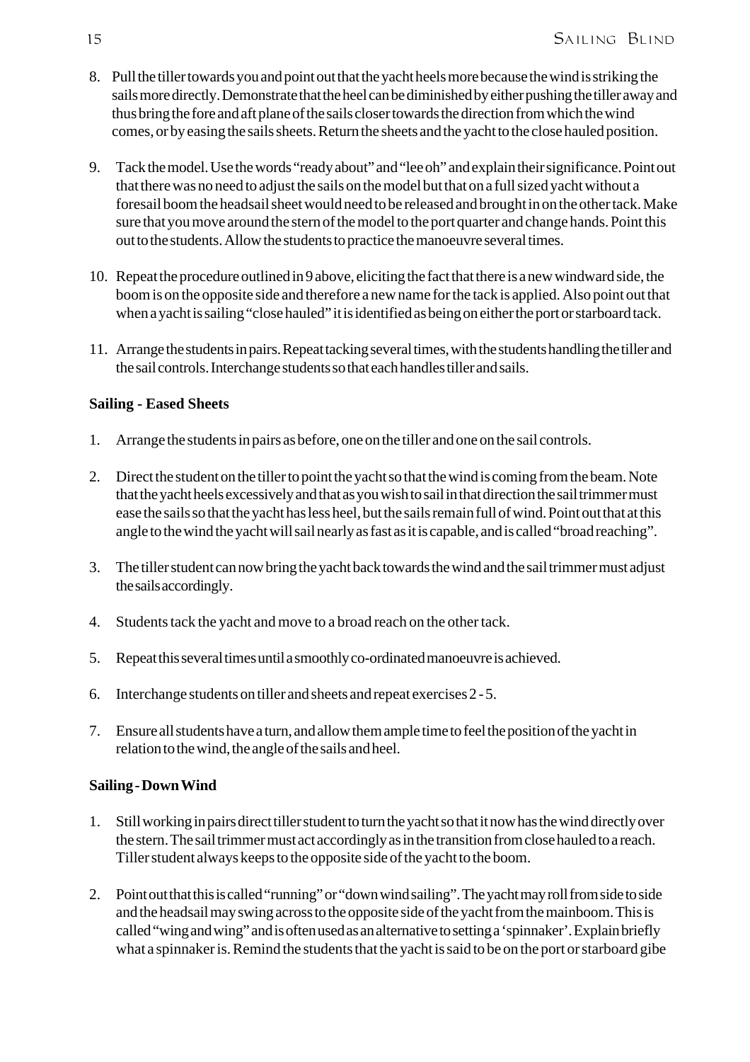8. Pull the tiller towards you and point out that the yacht heels more because the wind is striking the sails more directly. Demonstrate that the heel can be diminished by either pushing the tiller away and thus bring the fore and aft plane of the sails closer towards the direction from which the wind comes, or by easing the sails sheets. Return the sheets and the yacht to the close hauled position.

9. Tack the model. Use the words "ready about" and "lee oh" and explain their significance. Point out that there was no need to adjust the sails on the model but that on a full sized yacht without a foresail boom the headsail sheet would need to be released and brought in on the other tack. Make sure that you move around the stern of the model to the port quarter and change hands. Point this out to the students. Allow the students to practice the manoeuvre several times.

10. Repeat the procedure outlined in 9 above, eliciting the fact that there is a new windward side, the boom is on the opposite side and therefore a new name for the tack is applied. Also point out that when a yacht is sailing "close hauled" it is identified as being on either the port or starboard tack.

11. Arrange the students in pairs. Repeat tacking several times, with the students handling the tiller and the sail controls. Interchange students so that each handles tiller and sails.

**Sailing - Eased Sheets**

1. Arrange the students in pairs as before, one on the tiller and one on the sail controls.

2. Direct the student on the tiller to point the yacht so that the wind is coming from the beam. Note that the yacht heels excessively and that as you wish to sail in that direction the sail trimmer must ease the sails so that the yacht has less heel, but the sails remain full of wind. Point out that at this angle to the wind the yacht will sail nearly as fast as it is capable, and is called "broad reaching".

3. The tiller student can now bring the yacht back towards the wind and the sail trimmer must adjust the sails accordingly.

4. Students tack the yacht and move to a broad reach on the other tack.

5. Repeat this several times until a smoothly co-ordinated manoeuvre is achieved.

6. Interchange students on tiller and sheets and repeat exercises 2 - 5.

7. Ensure all students have a turn, and allow them ample time to feel the position of the yacht in relation to the wind, the angle of the sails and heel.

**Sailing - Down Wind**

1. Still working in pairs direct tiller student to turn the yacht so that it now has the wind directly over the stern. The sail trimmer must act accordingly as in the transition from close hauled to a reach. Tiller student always keeps to the opposite side of the yacht to the boom.

2. Point out that this is called "running" or "down wind sailing". The yacht may roll from side to side and the headsail may swing across to the opposite side of the yacht from the mainboom. This is called "wing and wing" and is often used as an alternative to setting a 'spinnaker'. Explain briefly what a spinnaker is. Remind the students that the yacht is said to be on the port or starboard gibe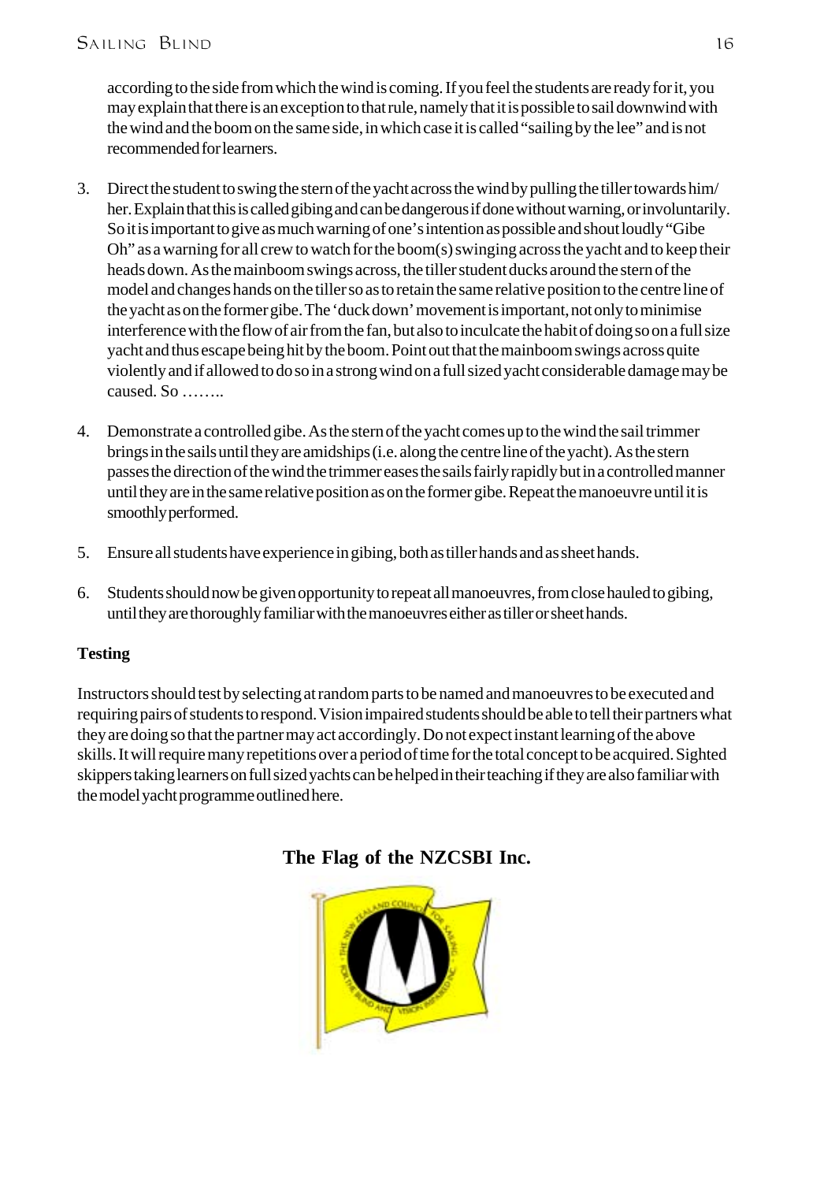according to the side from which the wind is coming. If you feel the students are ready for it, you may explain that there is an exception to that rule, namely that it is possible to sail downwind with the wind and the boom on the same side, in which case it is called "sailing by the lee" and is not recommended for learners.

3. Direct the student to swing the stern of the yacht across the wind by pulling the tiller towards him/her. Explain that this is called gibing and can be dangerous if done without warning, or involuntarily. So it is important to give as much warning of one's intention as possible and shout loudly "Gibe Oh" as a warning for all crew to watch for the boom(s) swinging across the yacht and to keep their heads down. As the mainboom swings across, the tiller student ducks around the stern of the model and changes hands on the tiller so as to retain the same relative position to the centre line of the yacht as on the former gibe. The 'duck down' movement is important, not only to minimise interference with the flow of air from the fan, but also to inculcate the habit of doing so on a full size yacht and thus escape being hit by the boom. Point out that the mainboom swings across quite violently and if allowed to do so in a strong wind on a full sized yacht considerable damage may be caused. So ……..

4. Demonstrate a controlled gibe. As the stern of the yacht comes up to the wind the sail trimmer brings in the sails until they are amidships (i.e. along the centre line of the yacht). As the stern passes the direction of the wind the trimmer eases the sails fairly rapidly but in a controlled manner until they are in the same relative position as on the former gibe. Repeat the manoeuvre until it is smoothly performed.

5. Ensure all students have experience in gibing, both as tiller hands and as sheet hands.

6. Students should now be given opportunity to repeat all manoeuvres, from close hauled to gibing, until they are thoroughly familiar with the manoeuvres either as tiller or sheet hands.

**Testing**

Instructors should test by selecting at random parts to be named and manoeuvres to be executed and requiring pairs of students to respond. Vision impaired students should be able to tell their partners what they are doing so that the partner may act accordingly. Do not expect instant learning of the above skills. It will require many repetitions over a period of time for the total concept to be acquired. Sighted skippers taking learners on full sized yachts can be helped in their teaching if they are also familiar with the model yacht programme outlined here.

**The Flag of the NZCSBI Inc.**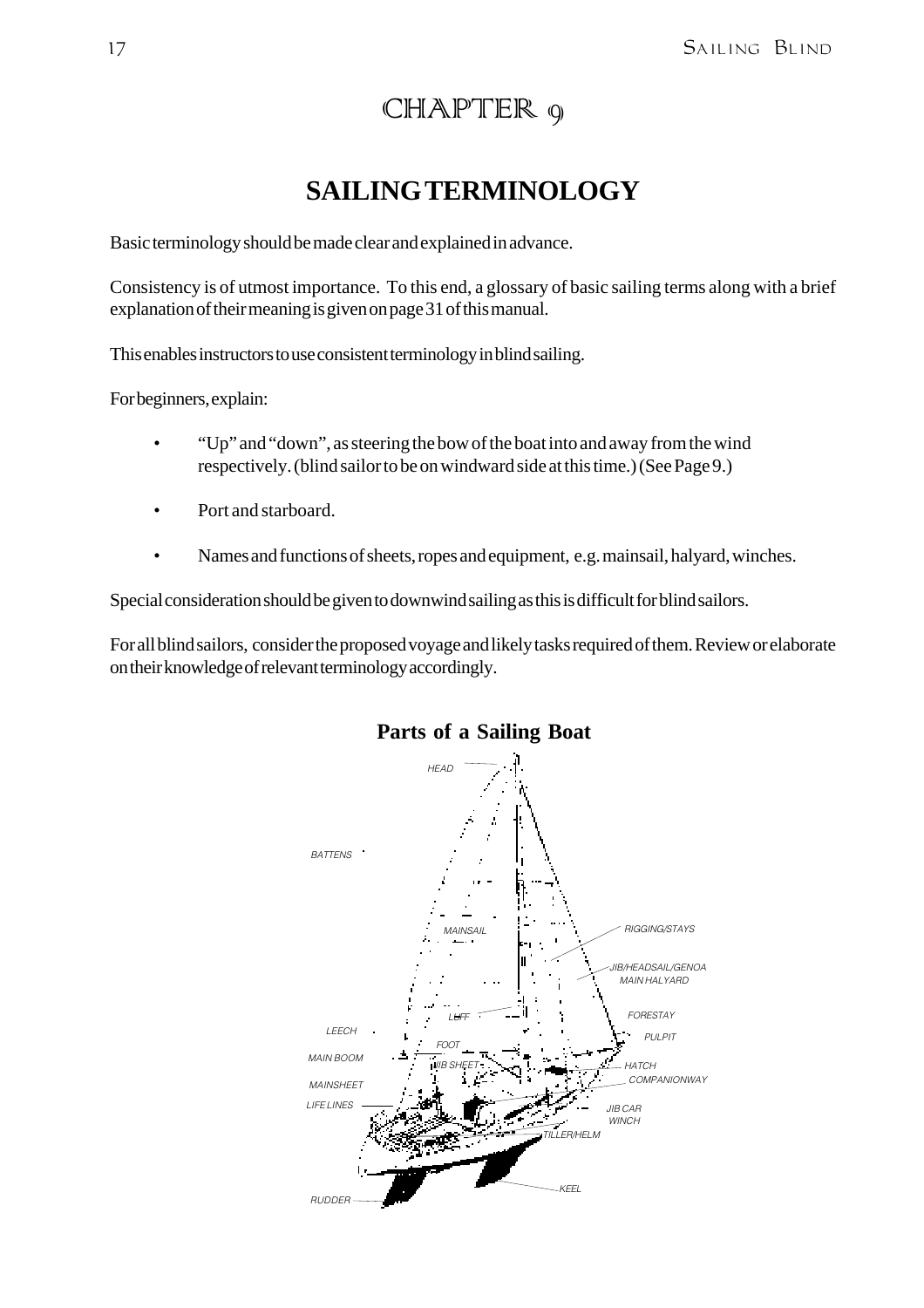# CHAPTER 9

## SAILING TERMINOLOGY

Basic terminology should be made clear and explained in advance.

Consistency is of utmost importance. To this end, a glossary of basic sailing terms along with a brief explanation of their meaning is given on page 31 of this manual.

This enables instructors to use consistent terminology in blind sailing.

For beginners, explain:

- "Up" and "down", as steering the bow of the boat into and away from the wind respectively. (blind sailor to be on windward side at this time.) (See Page 9.)
- Port and starboard.
- Names and functions of sheets, ropes and equipment, e.g. mainsail, halyard, winches.

Special consideration should be given to downwind sailing as this is difficult for blind sailors.

For all blind sailors, consider the proposed voyage and likely tasks required of them. Review or elaborate on their knowledge of relevant terminology accordingly.

**Parts of a Sailing Boat**

HEAD, BATTENS, MAINSAIL, RIGGING/STAYS, JIB/HEADSAIL/GENOA, MAIN HALYARD, LUFF, FORESTAY, LEECH, PULPIT, FOOT, MAIN BOOM, JIB SHEET, HATCH, COMPANIONWAY, MAINSHEET, LIFE LINES, JIB CAR, WINCH, TILLER/HELM, KEEL, RUDDER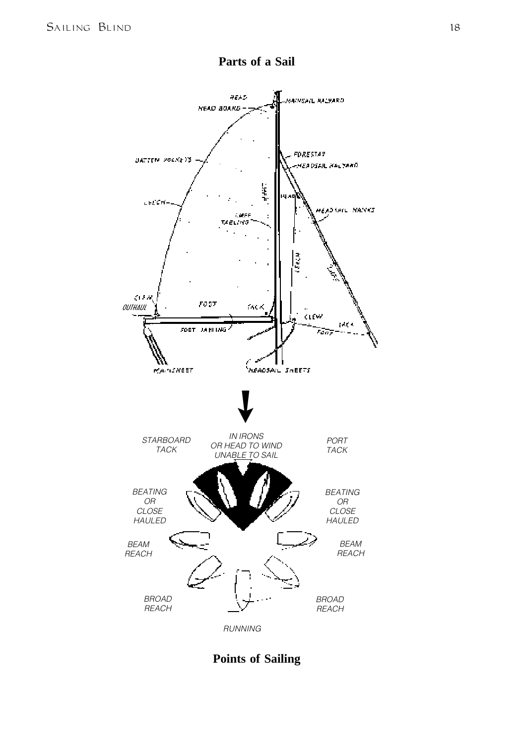## Parts of a Sail

## Points of Sailing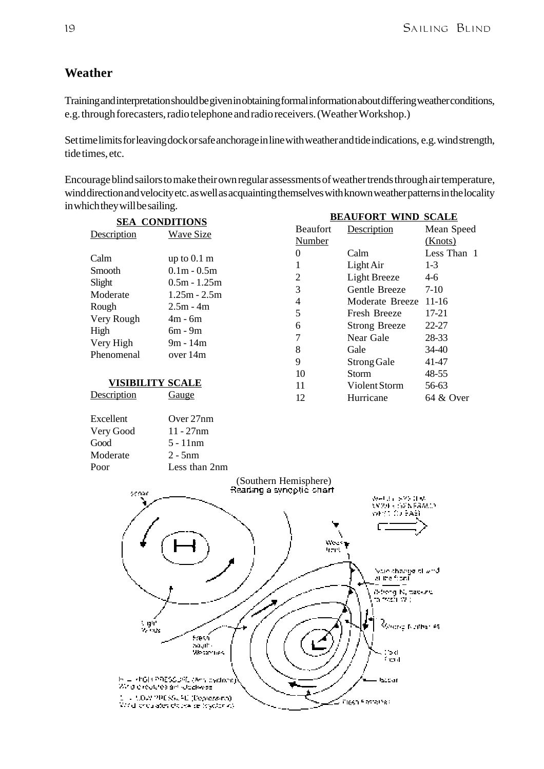## Weather

Training and interpretation should be given in obtaining formal information about differing weather conditions, e.g. through forecasters, radio telephone and radio receivers. (Weather Workshop.)

Set time limits for leaving dock or safe anchorage in line with weather and tide indications, e.g. wind strength, tide times, etc.

Encourage blind sailors to make their own regular assessments of weather trends through air temperature, wind direction and velocity etc. as well as acquainting themselves with known weather patterns in the locality in which they will be sailing.

**SEA CONDITIONS**

| Description | Wave Size |
|---|---|
| Calm | up to 0.1 m |
| Smooth | 0.1m - 0.5m |
| Slight | 0.5m - 1.25m |
| Moderate | 1.25m - 2.5m |
| Rough | 2.5m - 4m |
| Very Rough | 4m - 6m |
| High | 6m - 9m |
| Very High | 9m - 14m |
| Phenomenal | over 14m |

**VISIBILITY SCALE**

| Description | Gauge |
|---|---|
| Excellent | Over 27nm |
| Very Good | 11 - 27nm |
| Good | 5 - 11nm |
| Moderate | 2 - 5nm |
| Poor | Less than 2nm |

**BEAUFORT WIND SCALE**

| Beaufort Number | Description | Mean Speed (Knots) |
|---|---|---|
| 0 | Calm | Less Than 1 |
| 1 | Light Air | 1-3 |
| 2 | Light Breeze | 4-6 |
| 3 | Gentle Breeze | 7-10 |
| 4 | Moderate Breeze | 11-16 |
| 5 | Fresh Breeze | 17-21 |
| 6 | Strong Breeze | 22-27 |
| 7 | Near Gale | 28-33 |
| 8 | Gale | 34-40 |
| 9 | Strong Gale | 41-47 |
| 10 | Storm | 48-55 |
| 11 | Violent Storm | 56-63 |
| 12 | Hurricane | 64 & Over |

(Southern Hemisphere)
Reading a synoptic chart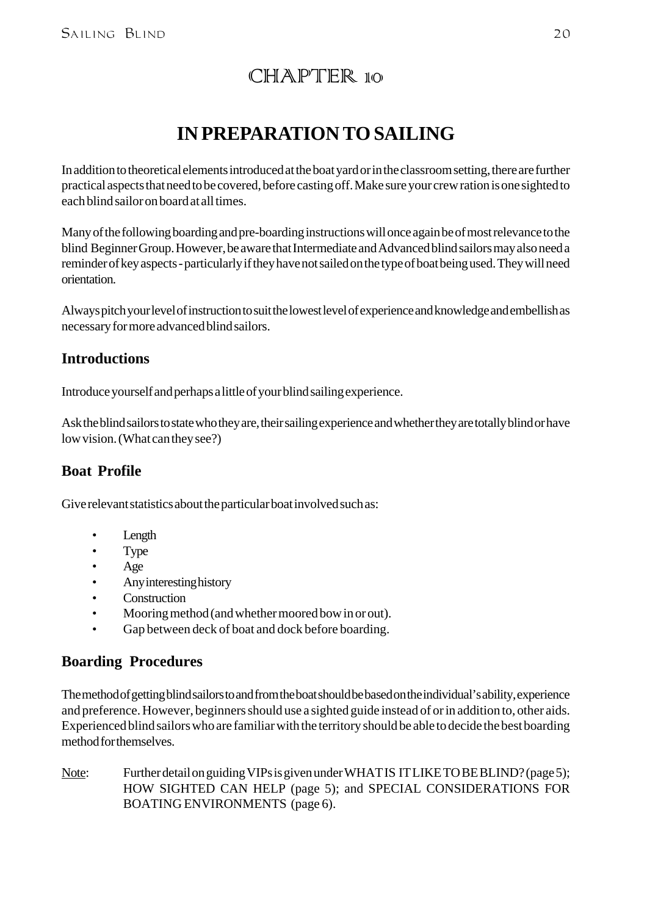# CHAPTER 10

## IN PREPARATION TO SAILING

In addition to theoretical elements introduced at the boat yard or in the classroom setting, there are further practical aspects that need to be covered, before casting off. Make sure your crew ration is one sighted to each blind sailor on board at all times.

Many of the following boarding and pre-boarding instructions will once again be of most relevance to the blind Beginner Group. However, be aware that Intermediate and Advanced blind sailors may also need a reminder of key aspects - particularly if they have not sailed on the type of boat being used. They will need orientation.

Always pitch your level of instruction to suit the lowest level of experience and knowledge and embellish as necessary for more advanced blind sailors.

### Introductions

Introduce yourself and perhaps a little of your blind sailing experience.

Ask the blind sailors to state who they are, their sailing experience and whether they are totally blind or have low vision. (What can they see?)

### Boat Profile

Give relevant statistics about the particular boat involved such as:

- Length
- Type
- Age
- Any interesting history
- Construction
- Mooring method (and whether moored bow in or out).
- Gap between deck of boat and dock before boarding.

### Boarding Procedures

The method of getting blind sailors to and from the boat should be based on the individual's ability, experience and preference. However, beginners should use a sighted guide instead of or in addition to, other aids. Experienced blind sailors who are familiar with the territory should be able to decide the best boarding method for themselves.

Note: Further detail on guiding VIPs is given under WHAT IS IT LIKE TO BE BLIND? (page 5); HOW SIGHTED CAN HELP (page 5); and SPECIAL CONSIDERATIONS FOR BOATING ENVIRONMENTS (page 6).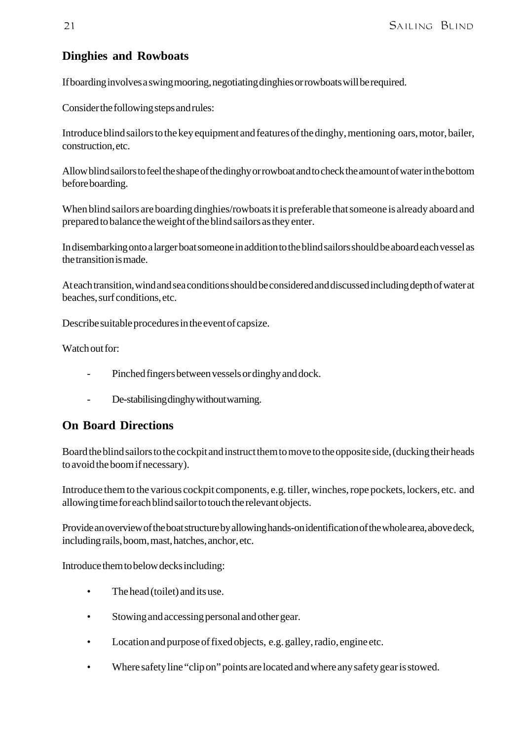## Dinghies and Rowboats

If boarding involves a swing mooring, negotiating dinghies or rowboats will be required.

Consider the following steps and rules:

Introduce blind sailors to the key equipment and features of the dinghy, mentioning oars, motor, bailer, construction, etc.

Allow blind sailors to feel the shape of the dinghy or rowboat and to check the amount of water in the bottom before boarding.

When blind sailors are boarding dinghies/rowboats it is preferable that someone is already aboard and prepared to balance the weight of the blind sailors as they enter.

In disembarking onto a larger boat someone in addition to the blind sailors should be aboard each vessel as the transition is made.

At each transition, wind and sea conditions should be considered and discussed including depth of water at beaches, surf conditions, etc.

Describe suitable procedures in the event of capsize.

Watch out for:

- Pinched fingers between vessels or dinghy and dock.
- De-stabilising dinghy without warning.

## On Board Directions

Board the blind sailors to the cockpit and instruct them to move to the opposite side, (ducking their heads to avoid the boom if necessary).

Introduce them to the various cockpit components, e.g. tiller, winches, rope pockets, lockers, etc. and allowing time for each blind sailor to touch the relevant objects.

Provide an overview of the boat structure by allowing hands-on identification of the whole area, above deck, including rails, boom, mast, hatches, anchor, etc.

Introduce them to below decks including:

- The head (toilet) and its use.
- Stowing and accessing personal and other gear.
- Location and purpose of fixed objects, e.g. galley, radio, engine etc.
- Where safety line "clip on" points are located and where any safety gear is stowed.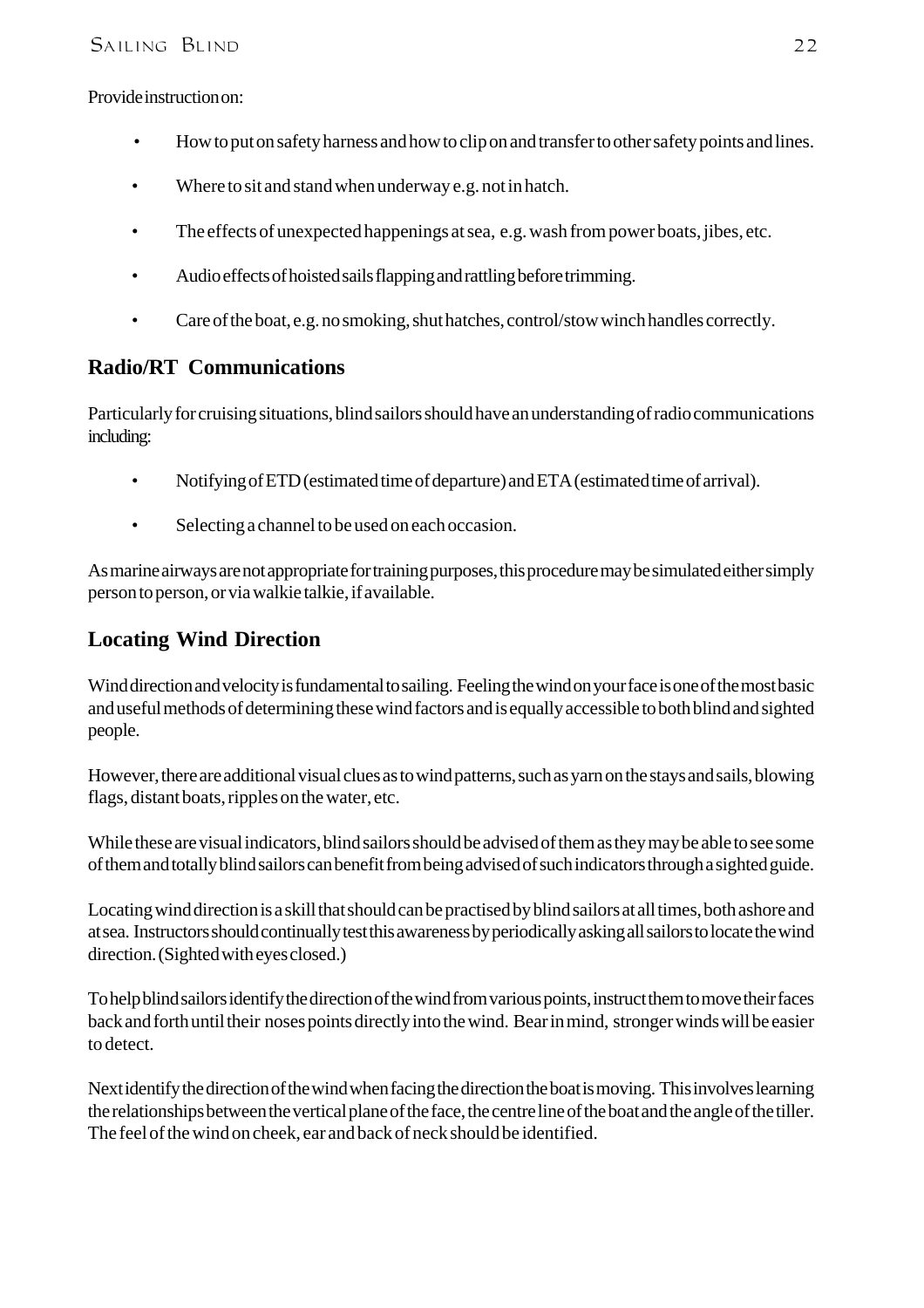Provide instruction on:

- How to put on safety harness and how to clip on and transfer to other safety points and lines.
- Where to sit and stand when underway e.g. not in hatch.
- The effects of unexpected happenings at sea, e.g. wash from power boats, jibes, etc.
- Audio effects of hoisted sails flapping and rattling before trimming.
- Care of the boat, e.g. no smoking, shut hatches, control/stow winch handles correctly.

## Radio/RT Communications

Particularly for cruising situations, blind sailors should have an understanding of radio communications including:

- Notifying of ETD (estimated time of departure) and ETA (estimated time of arrival).
- Selecting a channel to be used on each occasion.

As marine airways are not appropriate for training purposes, this procedure may be simulated either simply person to person, or via walkie talkie, if available.

## Locating Wind Direction

Wind direction and velocity is fundamental to sailing. Feeling the wind on your face is one of the most basic and useful methods of determining these wind factors and is equally accessible to both blind and sighted people.

However, there are additional visual clues as to wind patterns, such as yarn on the stays and sails, blowing flags, distant boats, ripples on the water, etc.

While these are visual indicators, blind sailors should be advised of them as they may be able to see some of them and totally blind sailors can benefit from being advised of such indicators through a sighted guide.

Locating wind direction is a skill that should can be practised by blind sailors at all times, both ashore and at sea. Instructors should continually test this awareness by periodically asking all sailors to locate the wind direction. (Sighted with eyes closed.)

To help blind sailors identify the direction of the wind from various points, instruct them to move their faces back and forth until their noses points directly into the wind. Bear in mind, stronger winds will be easier to detect.

Next identify the direction of the wind when facing the direction the boat is moving. This involves learning the relationships between the vertical plane of the face, the centre line of the boat and the angle of the tiller. The feel of the wind on cheek, ear and back of neck should be identified.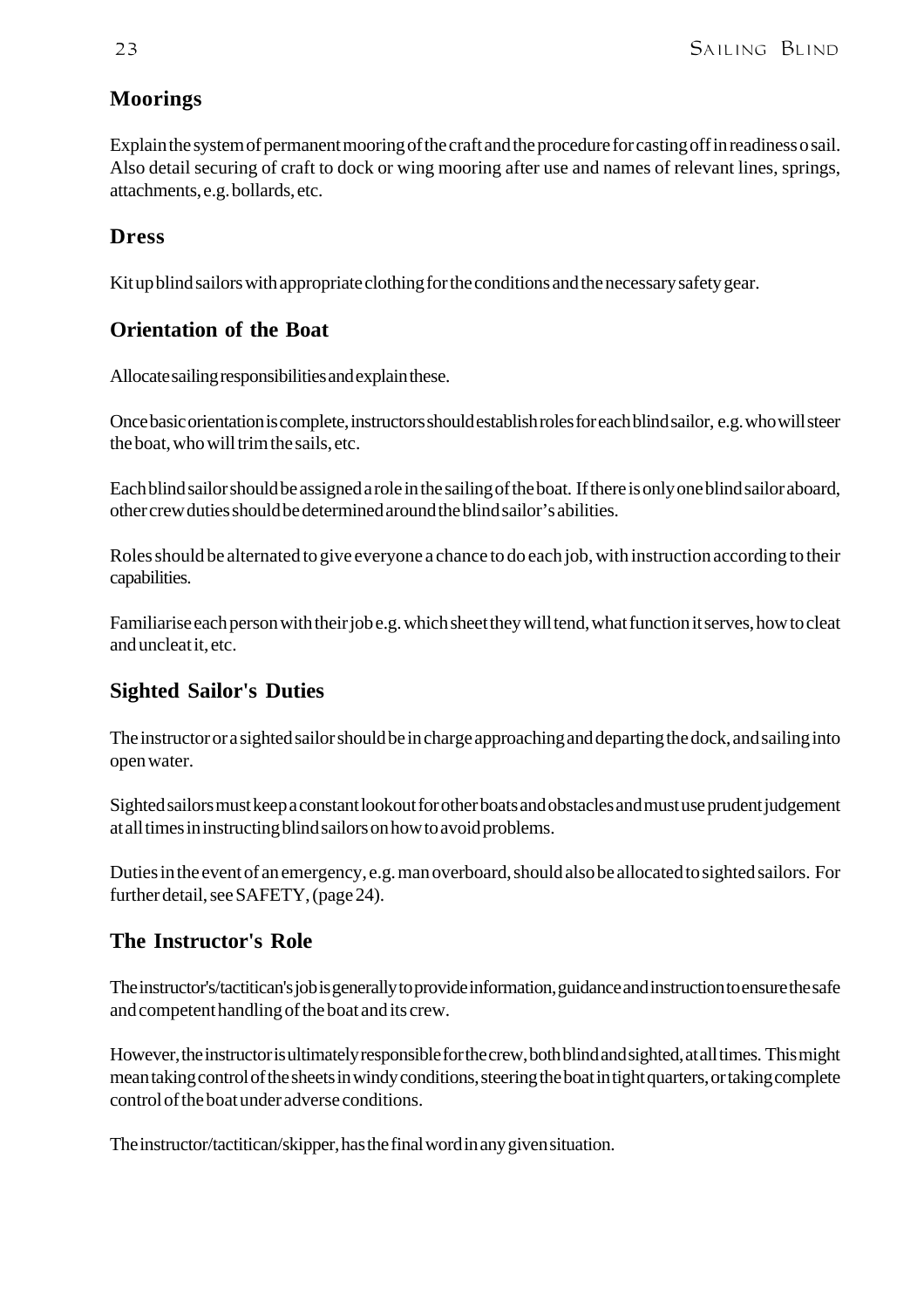## Moorings

Explain the system of permanent mooring of the craft and the procedure for casting off in readiness o sail. Also detail securing of craft to dock or wing mooring after use and names of relevant lines, springs, attachments, e.g. bollards, etc.

## Dress

Kit up blind sailors with appropriate clothing for the conditions and the necessary safety gear.

## Orientation of the Boat

Allocate sailing responsibilities and explain these.

Once basic orientation is complete, instructors should establish roles for each blind sailor, e.g. who will steer the boat, who will trim the sails, etc.

Each blind sailor should be assigned a role in the sailing of the boat. If there is only one blind sailor aboard, other crew duties should be determined around the blind sailor's abilities.

Roles should be alternated to give everyone a chance to do each job, with instruction according to their capabilities.

Familiarise each person with their job e.g. which sheet they will tend, what function it serves, how to cleat and uncleat it, etc.

## Sighted Sailor's Duties

The instructor or a sighted sailor should be in charge approaching and departing the dock, and sailing into open water.

Sighted sailors must keep a constant lookout for other boats and obstacles and must use prudent judgement at all times in instructing blind sailors on how to avoid problems.

Duties in the event of an emergency, e.g. man overboard, should also be allocated to sighted sailors. For further detail, see SAFETY, (page 24).

## The Instructor's Role

The instructor's/tactitican's job is generally to provide information, guidance and instruction to ensure the safe and competent handling of the boat and its crew.

However, the instructor is ultimately responsible for the crew, both blind and sighted, at all times. This might mean taking control of the sheets in windy conditions, steering the boat in tight quarters, or taking complete control of the boat under adverse conditions.

The instructor/tactitican/skipper, has the final word in any given situation.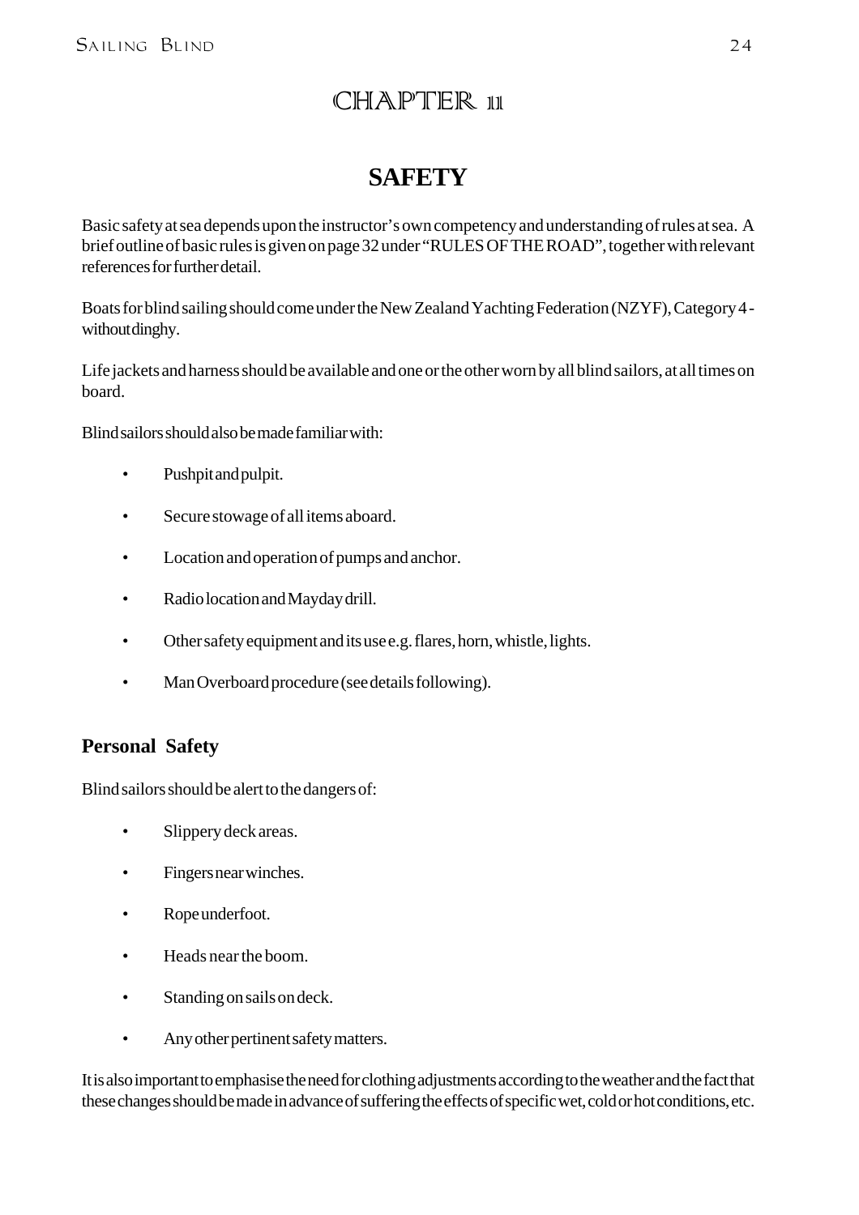# CHAPTER 11

## SAFETY

Basic safety at sea depends upon the instructor's own competency and understanding of rules at sea. A brief outline of basic rules is given on page 32 under "RULES OF THE ROAD", together with relevant references for further detail.

Boats for blind sailing should come under the New Zealand Yachting Federation (NZYF), Category 4 - without dinghy.

Life jackets and harness should be available and one or the other worn by all blind sailors, at all times on board.

Blind sailors should also be made familiar with:

- Pushpit and pulpit.
- Secure stowage of all items aboard.
- Location and operation of pumps and anchor.
- Radio location and Mayday drill.
- Other safety equipment and its use e.g. flares, horn, whistle, lights.
- Man Overboard procedure (see details following).

### Personal Safety

Blind sailors should be alert to the dangers of:

- Slippery deck areas.
- Fingers near winches.
- Rope underfoot.
- Heads near the boom.
- Standing on sails on deck.
- Any other pertinent safety matters.

It is also important to emphasise the need for clothing adjustments according to the weather and the fact that these changes should be made in advance of suffering the effects of specific wet, cold or hot conditions, etc.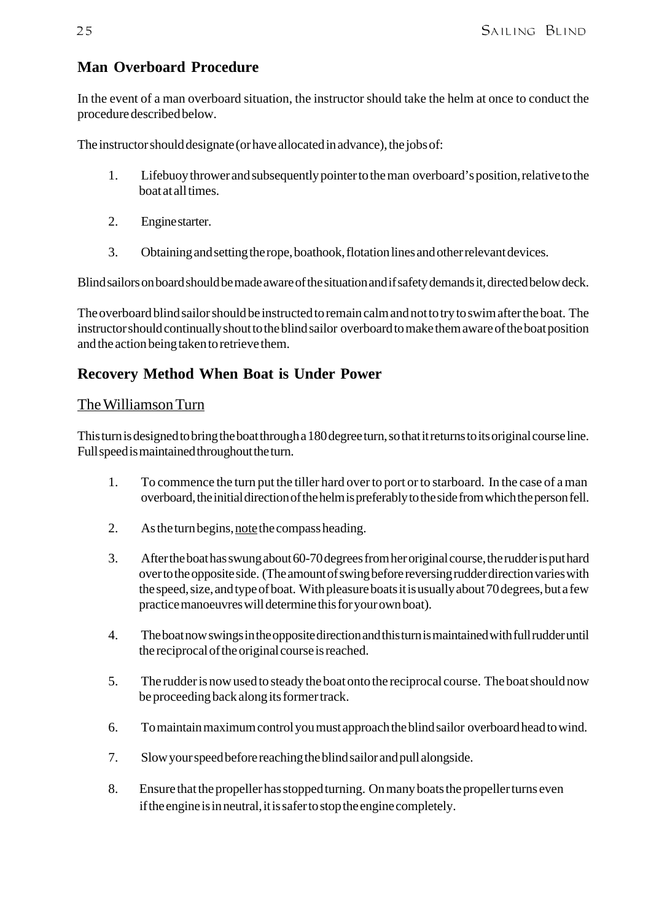## Man Overboard Procedure

In the event of a man overboard situation, the instructor should take the helm at once to conduct the procedure described below.

The instructor should designate (or have allocated in advance), the jobs of:

1. Lifebuoy thrower and subsequently pointer to the man overboard's position, relative to the boat at all times.
2. Engine starter.
3. Obtaining and setting the rope, boathook, flotation lines and other relevant devices.

Blind sailors on board should be made aware of the situation and if safety demands it, directed below deck.

The overboard blind sailor should be instructed to remain calm and not to try to swim after the boat. The instructor should continually shout to the blind sailor overboard to make them aware of the boat position and the action being taken to retrieve them.

## Recovery Method When Boat is Under Power

### The Williamson Turn

This turn is designed to bring the boat through a 180 degree turn, so that it returns to its original course line. Full speed is maintained throughout the turn.

1. To commence the turn put the tiller hard over to port or to starboard. In the case of a man overboard, the initial direction of the helm is preferably to the side from which the person fell.
2. As the turn begins, <u>note</u> the compass heading.
3. After the boat has swung about 60-70 degrees from her original course, the rudder is put hard over to the opposite side. (The amount of swing before reversing rudder direction varies with the speed, size, and type of boat. With pleasure boats it is usually about 70 degrees, but a few practice manoeuvres will determine this for your own boat).
4. The boat now swings in the opposite direction and this turn is maintained with full rudder until the reciprocal of the original course is reached.
5. The rudder is now used to steady the boat onto the reciprocal course. The boat should now be proceeding back along its former track.
6. To maintain maximum control you must approach the blind sailor overboard head to wind.
7. Slow your speed before reaching the blind sailor and pull alongside.
8. Ensure that the propeller has stopped turning. On many boats the propeller turns even if the engine is in neutral, it is safer to stop the engine completely.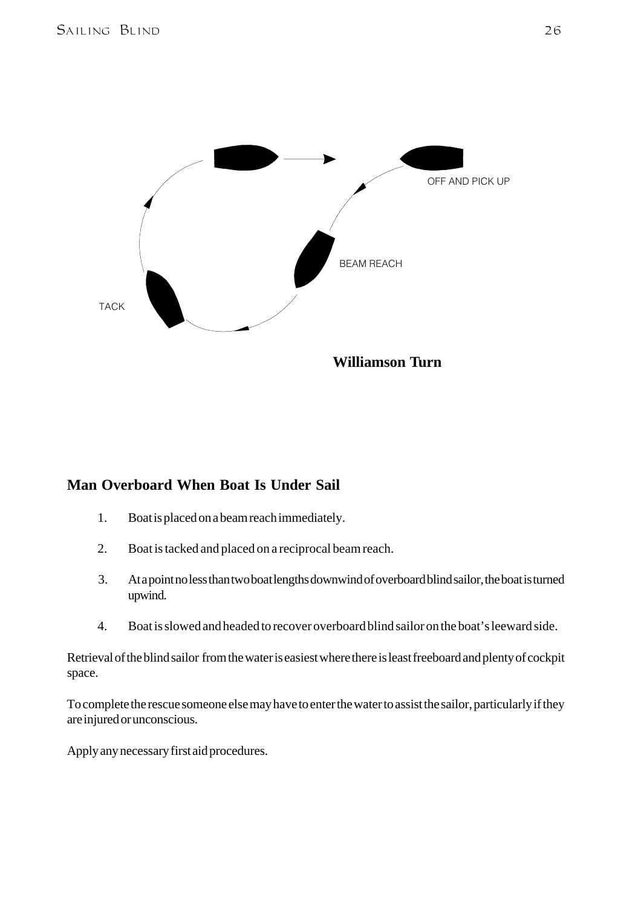TACK

BEAM REACH

OFF AND PICK UP

**Williamson Turn**

## Man Overboard When Boat Is Under Sail

1. Boat is placed on a beam reach immediately.
2. Boat is tacked and placed on a reciprocal beam reach.
3. At a point no less than two boat lengths downwind of overboard blind sailor, the boat is turned upwind.
4. Boat is slowed and headed to recover overboard blind sailor on the boat's leeward side.

Retrieval of the blind sailor from the water is easiest where there is least freeboard and plenty of cockpit space.

To complete the rescue someone else may have to enter the water to assist the sailor, particularly if they are injured or unconscious.

Apply any necessary first aid procedures.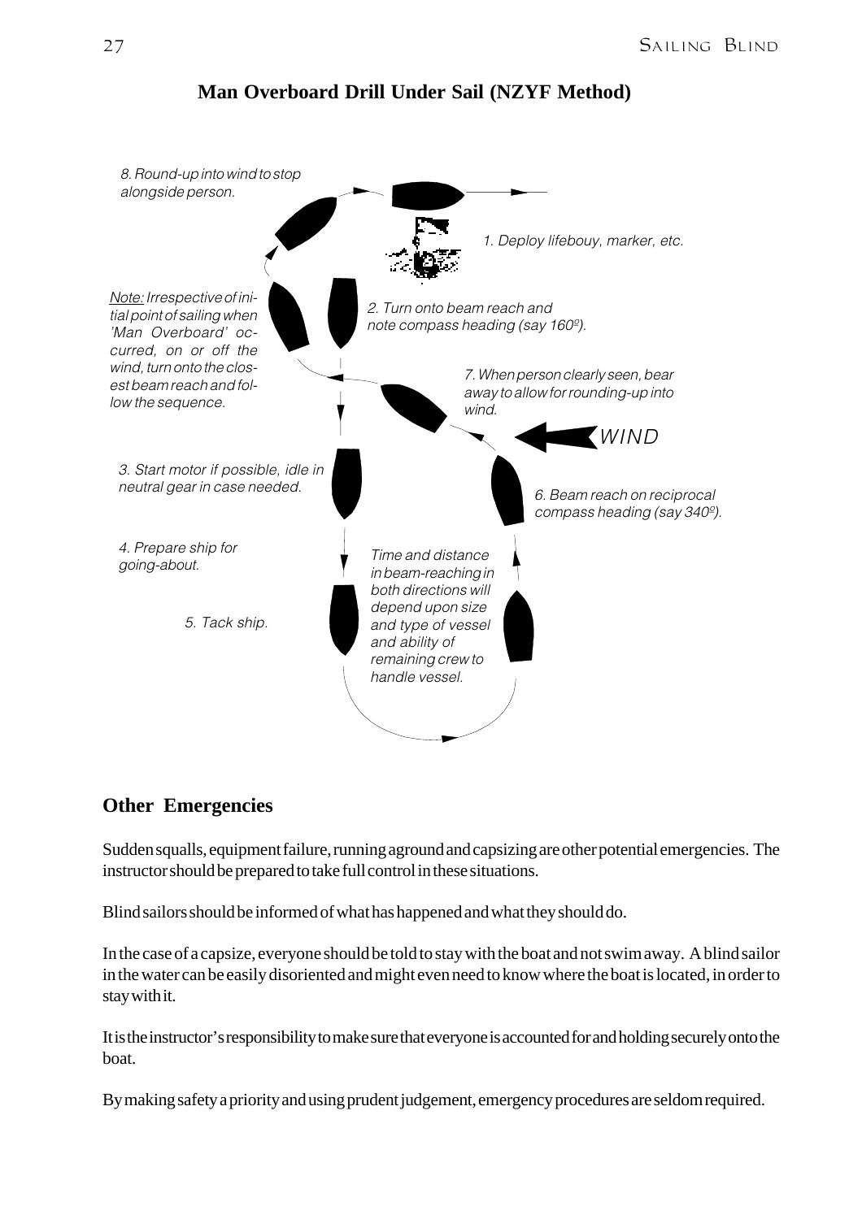## Man Overboard Drill Under Sail (NZYF Method)

8. Round-up into wind to stop alongside person.

1. Deploy lifebouy, marker, etc.

Note: Irrespective of initial point of sailing when 'Man Overboard' occurred, on or off the wind, turn onto the closest beam reach and follow the sequence.

2. Turn onto beam reach and note compass heading (say 160º).

7. When person clearly seen, bear away to allow for rounding-up into wind.

WIND

3. Start motor if possible, idle in neutral gear in case needed.

6. Beam reach on reciprocal compass heading (say 340º).

4. Prepare ship for going-about.

Time and distance in beam-reaching in both directions will depend upon size and type of vessel and ability of remaining crew to handle vessel.

5. Tack ship.

## Other Emergencies

Sudden squalls, equipment failure, running aground and capsizing are other potential emergencies. The instructor should be prepared to take full control in these situations.

Blind sailors should be informed of what has happened and what they should do.

In the case of a capsize, everyone should be told to stay with the boat and not swim away. A blind sailor in the water can be easily disoriented and might even need to know where the boat is located, in order to stay with it.

It is the instructor's responsibility to make sure that everyone is accounted for and holding securely onto the boat.

By making safety a priority and using prudent judgement, emergency procedures are seldom required.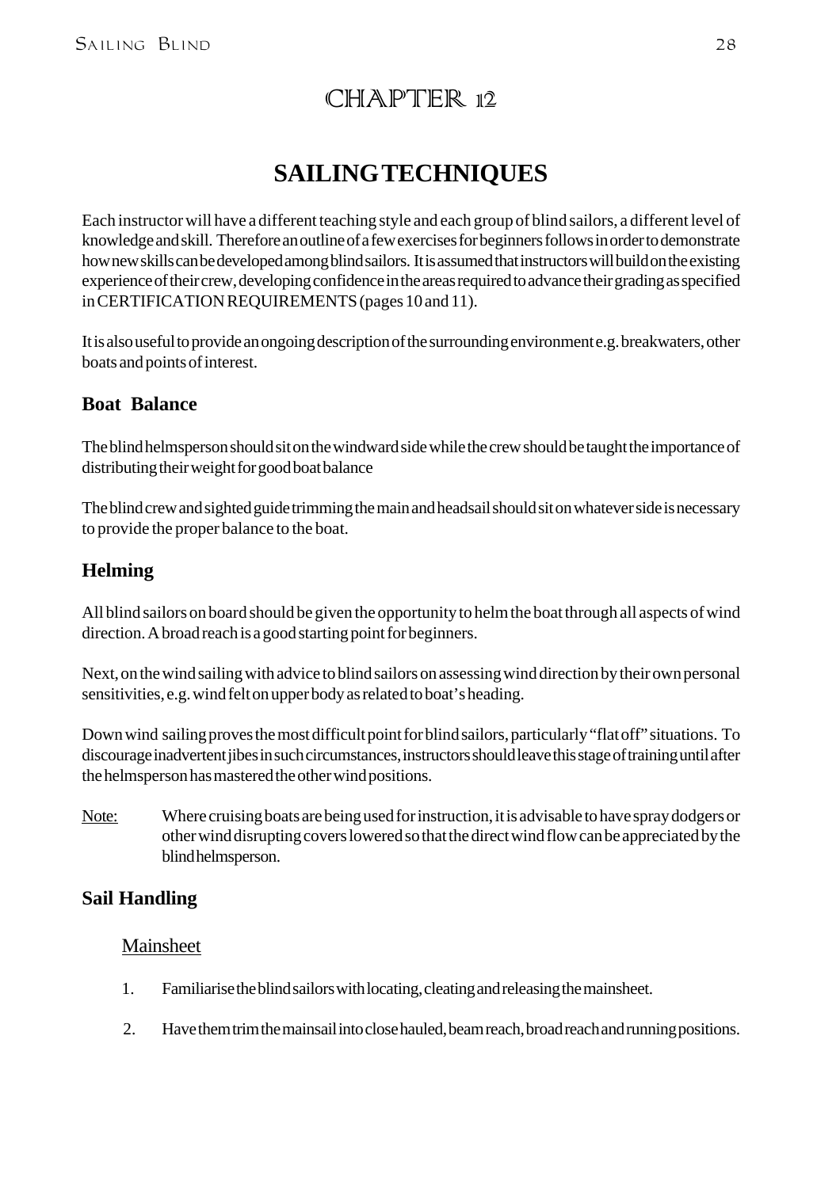# CHAPTER 12

# SAILING TECHNIQUES

Each instructor will have a different teaching style and each group of blind sailors, a different level of knowledge and skill. Therefore an outline of a few exercises for beginners follows in order to demonstrate how new skills can be developed among blind sailors. It is assumed that instructors will build on the existing experience of their crew, developing confidence in the areas required to advance their grading as specified in CERTIFICATION REQUIREMENTS (pages 10 and 11).

It is also useful to provide an ongoing description of the surrounding environment e.g. breakwaters, other boats and points of interest.

## Boat Balance

The blind helmsperson should sit on the windward side while the crew should be taught the importance of distributing their weight for good boat balance

The blind crew and sighted guide trimming the main and headsail should sit on whatever side is necessary to provide the proper balance to the boat.

## Helming

All blind sailors on board should be given the opportunity to helm the boat through all aspects of wind direction. A broad reach is a good starting point for beginners.

Next, on the wind sailing with advice to blind sailors on assessing wind direction by their own personal sensitivities, e.g. wind felt on upper body as related to boat's heading.

Down wind sailing proves the most difficult point for blind sailors, particularly "flat off" situations. To discourage inadvertent jibes in such circumstances, instructors should leave this stage of training until after the helmsperson has mastered the other wind positions.

Note: Where cruising boats are being used for instruction, it is advisable to have spray dodgers or other wind disrupting covers lowered so that the direct wind flow can be appreciated by the blind helmsperson.

## Sail Handling

### Mainsheet

1. Familiarise the blind sailors with locating, cleating and releasing the mainsheet.
2. Have them trim the mainsail into close hauled, beam reach, broad reach and running positions.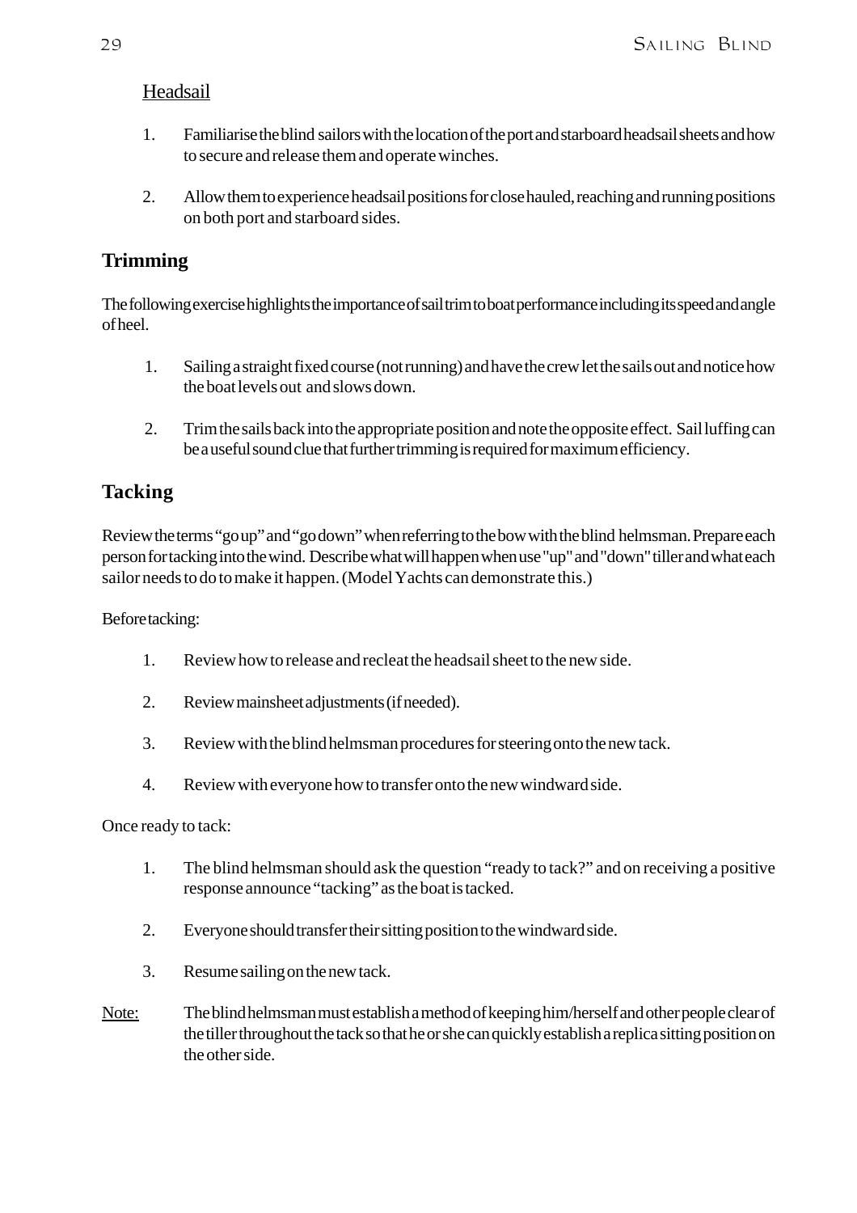### Headsail

1. Familiarise the blind sailors with the location of the port and starboard headsail sheets and how to secure and release them and operate winches.

2. Allow them to experience headsail positions for close hauled, reaching and running positions on both port and starboard sides.

## Trimming

The following exercise highlights the importance of sail trim to boat performance including its speed and angle of heel.

1. Sailing a straight fixed course (not running) and have the crew let the sails out and notice how the boat levels out and slows down.

2. Trim the sails back into the appropriate position and note the opposite effect. Sail luffing can be a useful sound clue that further trimming is required for maximum efficiency.

## Tacking

Review the terms "go up" and "go down" when referring to the bow with the blind helmsman. Prepare each person for tacking into the wind. Describe what will happen when use "up" and "down" tiller and what each sailor needs to do to make it happen. (Model Yachts can demonstrate this.)

Before tacking:

1. Review how to release and recleat the headsail sheet to the new side.

2. Review mainsheet adjustments (if needed).

3. Review with the blind helmsman procedures for steering onto the new tack.

4. Review with everyone how to transfer onto the new windward side.

Once ready to tack:

1. The blind helmsman should ask the question "ready to tack?" and on receiving a positive response announce "tacking" as the boat is tacked.

2. Everyone should transfer their sitting position to the windward side.

3. Resume sailing on the new tack.

Note: The blind helmsman must establish a method of keeping him/herself and other people clear of the tiller throughout the tack so that he or she can quickly establish a replica sitting position on the other side.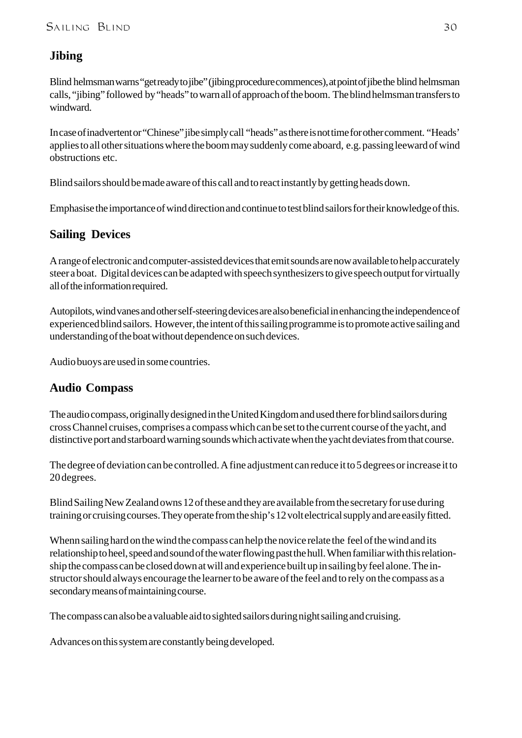## Jibing

Blind helmsman warns "get ready to jibe" (jibing procedure commences), at point of jibe the blind helmsman calls, "jibing" followed by "heads" to warn all of approach of the boom. The blind helmsman transfers to windward.

In case of inadvertent or "Chinese" jibe simply call "heads" as there is not time for other comment. "Heads' applies to all other situations where the boom may suddenly come aboard, e.g. passing leeward of wind obstructions etc.

Blind sailors should be made aware of this call and to react instantly by getting heads down.

Emphasise the importance of wind direction and continue to test blind sailors for their knowledge of this.

## Sailing Devices

A range of electronic and computer-assisted devices that emit sounds are now available to help accurately steer a boat. Digital devices can be adapted with speech synthesizers to give speech output for virtually all of the information required.

Autopilots, wind vanes and other self-steering devices are also beneficial in enhancing the independence of experienced blind sailors. However, the intent of this sailing programme is to promote active sailing and understanding of the boat without dependence on such devices.

Audio buoys are used in some countries.

## Audio Compass

The audio compass, originally designed in the United Kingdom and used there for blind sailors during cross Channel cruises, comprises a compass which can be set to the current course of the yacht, and distinctive port and starboard warning sounds which activate when the yacht deviates from that course.

The degree of deviation can be controlled. A fine adjustment can reduce it to 5 degrees or increase it to 20 degrees.

Blind Sailing New Zealand owns 12 of these and they are available from the secretary for use during training or cruising courses. They operate from the ship's 12 volt electrical supply and are easily fitted.

Whenn sailing hard on the wind the compass can help the novice relate the feel of the wind and its relationship to heel, speed and sound of the water flowing past the hull. When familiar with this relationship the compass can be closed down at will and experience built up in sailing by feel alone. The instructor should always encourage the learner to be aware of the feel and to rely on the compass as a secondary means of maintaining course.

The compass can also be a valuable aid to sighted sailors during night sailing and cruising.

Advances on this system are constantly being developed.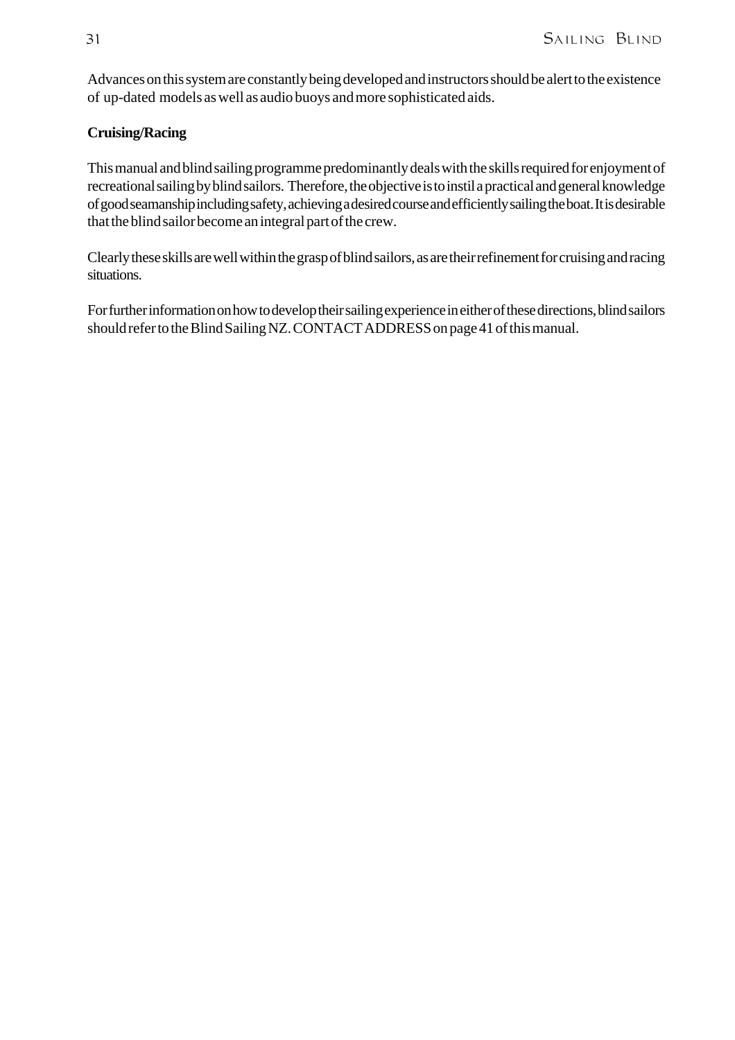Advances on this system are constantly being developed and instructors should be alert to the existence of up-dated models as well as audio buoys and more sophisticated aids.

**Cruising/Racing**

This manual and blind sailing programme predominantly deals with the skills required for enjoyment of recreational sailing by blind sailors. Therefore, the objective is to instil a practical and general knowledge of good seamanship including safety, achieving a desired course and efficiently sailing the boat. It is desirable that the blind sailor become an integral part of the crew.

Clearly these skills are well within the grasp of blind sailors, as are their refinement for cruising and racing situations.

For further information on how to develop their sailing experience in either of these directions, blind sailors should refer to the Blind Sailing NZ. CONTACT ADDRESS on page 41 of this manual.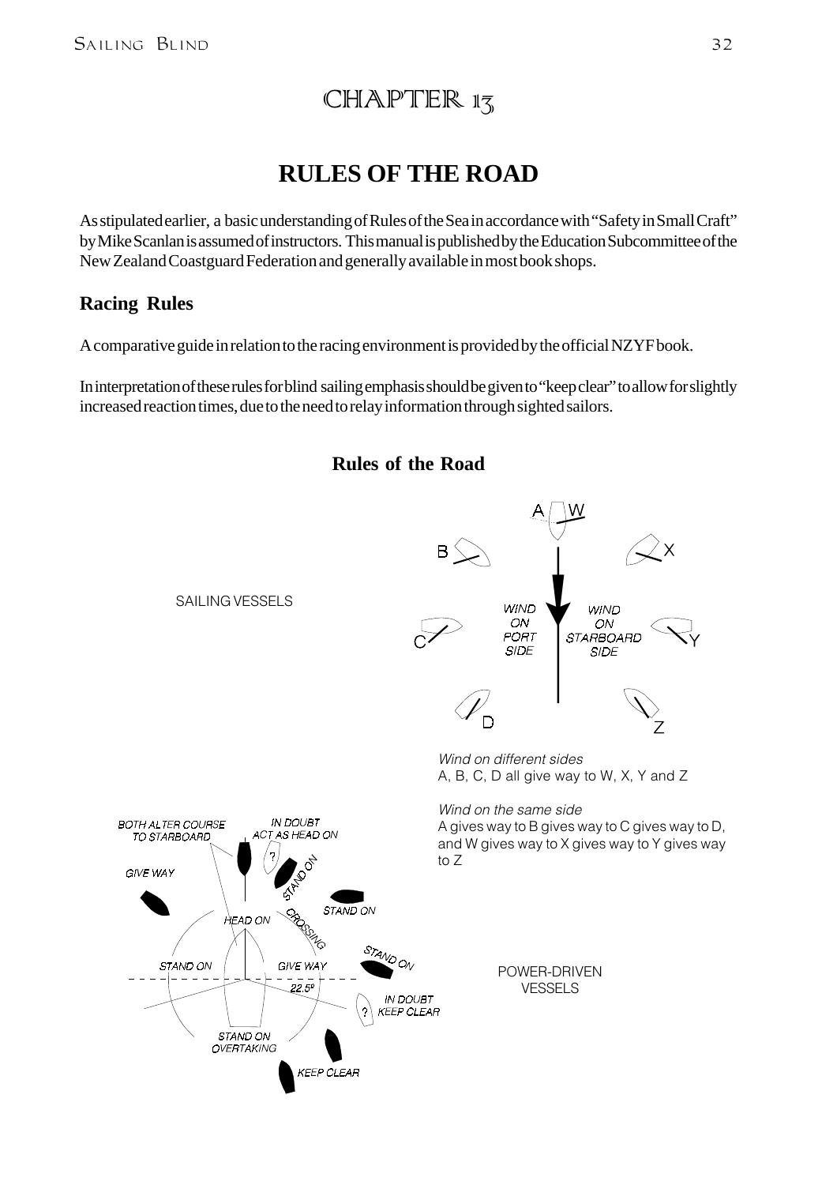# CHAPTER 13

## RULES OF THE ROAD

As stipulated earlier, a basic understanding of Rules of the Sea in accordance with "Safety in Small Craft" by Mike Scanlan is assumed of instructors. This manual is published by the Education Subcommittee of the New Zealand Coastguard Federation and generally available in most book shops.

### Racing Rules

A comparative guide in relation to the racing environment is provided by the official NZYF book.

In interpretation of these rules for blind sailing emphasis should be given to "keep clear" to allow for slightly increased reaction times, due to the need to relay information through sighted sailors.

### Rules of the Road

SAILING VESSELS

*Wind on different sides*
A, B, C, D all give way to W, X, Y and Z

*Wind on the same side*
A gives way to B gives way to C gives way to D, and W gives way to X gives way to Y gives way to Z

POWER-DRIVEN VESSELS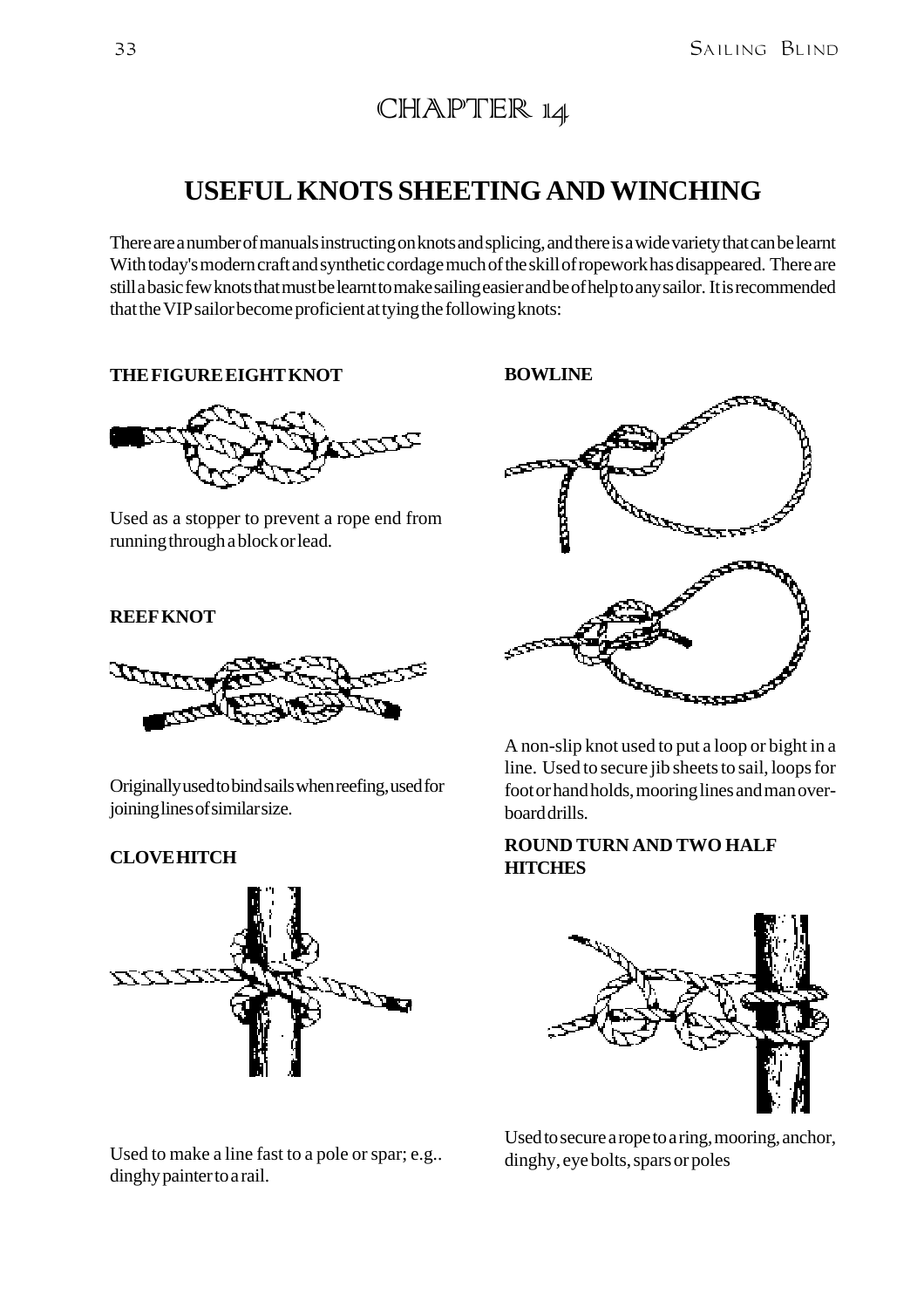# CHAPTER 14

## USEFUL KNOTS SHEETING AND WINCHING

There are a number of manuals instructing on knots and splicing, and there is a wide variety that can be learnt With today's modern craft and synthetic cordage much of the skill of ropework has disappeared. There are still a basic few knots that must be learnt to make sailing easier and be of help to any sailor. It is recommended that the VIP sailor become proficient at tying the following knots:

**THE FIGURE EIGHT KNOT**

Used as a stopper to prevent a rope end from running through a block or lead.

**REEF KNOT**

Originally used to bind sails when reefing, used for joining lines of similar size.

**CLOVE HITCH**

Used to make a line fast to a pole or spar; e.g.. dinghy painter to a rail.

**BOWLINE**

A non-slip knot used to put a loop or bight in a line. Used to secure jib sheets to sail, loops for foot or hand holds, mooring lines and man overboard drills.

**ROUND TURN AND TWO HALF HITCHES**

Used to secure a rope to a ring, mooring, anchor, dinghy, eye bolts, spars or poles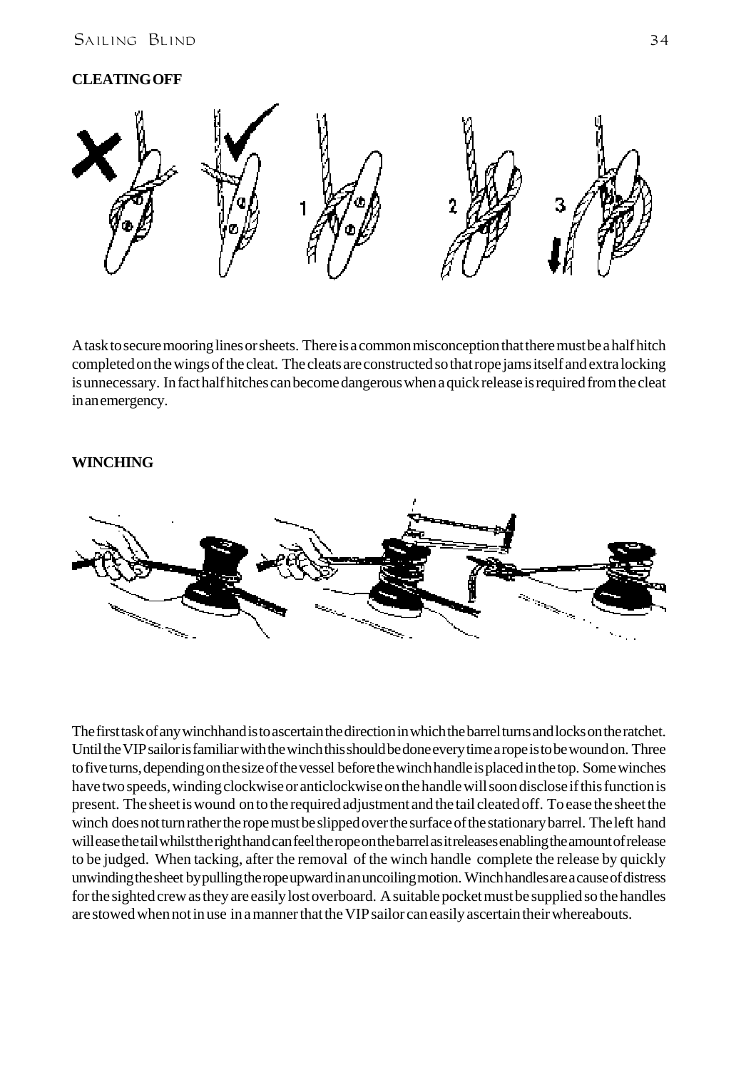**CLEATING OFF**

A task to secure mooring lines or sheets. There is a common misconception that there must be a half hitch completed on the wings of the cleat. The cleats are constructed so that rope jams itself and extra locking is unnecessary. In fact half hitches can become dangerous when a quick release is required from the cleat in an emergency.

**WINCHING**

The first task of any winchhand is to ascertain the direction in which the barrel turns and locks on the ratchet. Until the VIP sailor is familiar with the winch this should be done every time a rope is to be wound on. Three to five turns, depending on the size of the vessel before the winch handle is placed in the top. Some winches have two speeds, winding clockwise or anticlockwise on the handle will soon disclose if this function is present. The sheet is wound on to the required adjustment and the tail cleated off. To ease the sheet the winch does not turn rather the rope must be slipped over the surface of the stationary barrel. The left hand will ease the tail whilst the right hand can feel the rope on the barrel as it releases enabling the amount of release to be judged. When tacking, after the removal of the winch handle complete the release by quickly unwinding the sheet by pulling the rope upward in an uncoiling motion. Winch handles are a cause of distress for the sighted crew as they are easily lost overboard. A suitable pocket must be supplied so the handles are stowed when not in use in a manner that the VIP sailor can easily ascertain their whereabouts.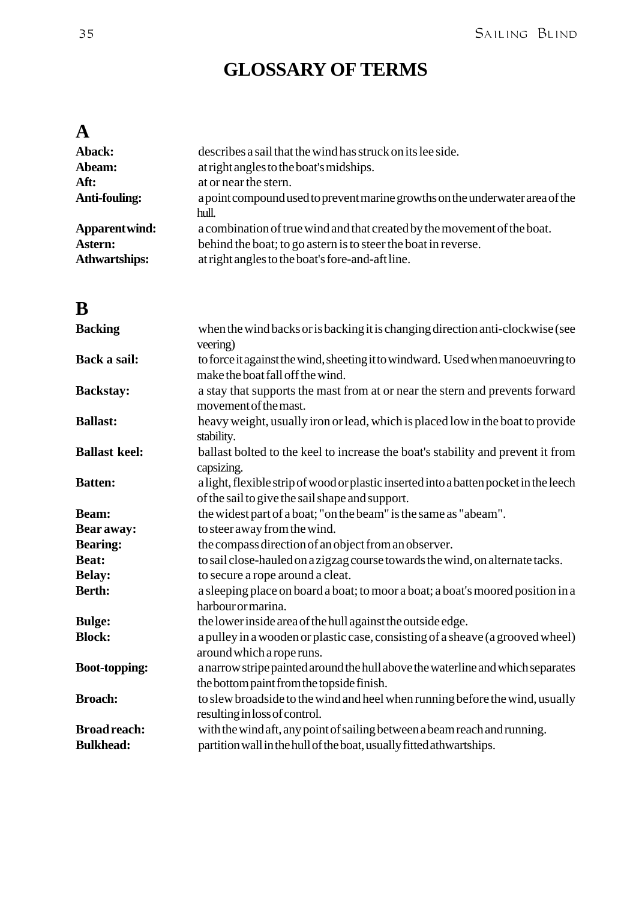# GLOSSARY OF TERMS

## A

**Aback:** describes a sail that the wind has struck on its lee side.

**Abeam:** at right angles to the boat's midships.

**Aft:** at or near the stern.

**Anti-fouling:** a point compound used to prevent marine growths on the underwater area of the hull.

**Apparent wind:** a combination of true wind and that created by the movement of the boat.

**Astern:** behind the boat; to go astern is to steer the boat in reverse.

**Athwartships:** at right angles to the boat's fore-and-aft line.

## B

**Backing** when the wind backs or is backing it is changing direction anti-clockwise (see veering)

**Back a sail:** to force it against the wind, sheeting it to windward. Used when manoeuvring to make the boat fall off the wind.

**Backstay:** a stay that supports the mast from at or near the stern and prevents forward movement of the mast.

**Ballast:** heavy weight, usually iron or lead, which is placed low in the boat to provide stability.

**Ballast keel:** ballast bolted to the keel to increase the boat's stability and prevent it from capsizing.

**Batten:** a light, flexible strip of wood or plastic inserted into a batten pocket in the leech of the sail to give the sail shape and support.

**Beam:** the widest part of a boat; "on the beam" is the same as "abeam".

**Bear away:** to steer away from the wind.

**Bearing:** the compass direction of an object from an observer.

**Beat:** to sail close-hauled on a zigzag course towards the wind, on alternate tacks.

**Belay:** to secure a rope around a cleat.

**Berth:** a sleeping place on board a boat; to moor a boat; a boat's moored position in a harbour or marina.

**Bulge:** the lower inside area of the hull against the outside edge.

**Block:** a pulley in a wooden or plastic case, consisting of a sheave (a grooved wheel) around which a rope runs.

**Boot-topping:** a narrow stripe painted around the hull above the waterline and which separates the bottom paint from the topside finish.

**Broach:** to slew broadside to the wind and heel when running before the wind, usually resulting in loss of control.

**Broad reach:** with the wind aft, any point of sailing between a beam reach and running.

**Bulkhead:** partition wall in the hull of the boat, usually fitted athwartships.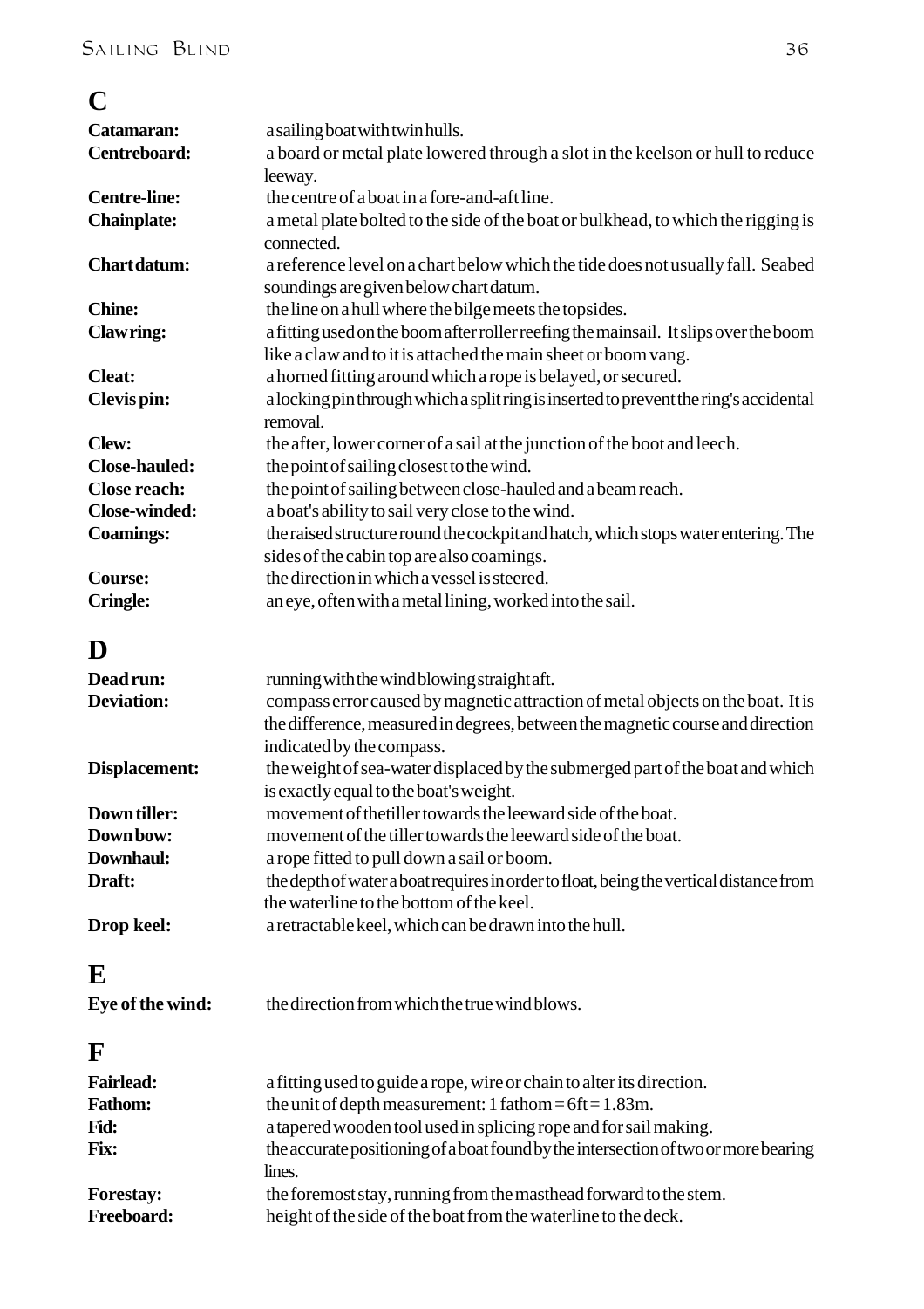## C

**Catamaran:** a sailing boat with twin hulls.

**Centreboard:** a board or metal plate lowered through a slot in the keelson or hull to reduce leeway.

**Centre-line:** the centre of a boat in a fore-and-aft line.

**Chainplate:** a metal plate bolted to the side of the boat or bulkhead, to which the rigging is connected.

**Chart datum:** a reference level on a chart below which the tide does not usually fall. Seabed soundings are given below chart datum.

**Chine:** the line on a hull where the bilge meets the topsides.

**Claw ring:** a fitting used on the boom after roller reefing the mainsail. It slips over the boom like a claw and to it is attached the main sheet or boom vang.

**Cleat:** a horned fitting around which a rope is belayed, or secured.

**Clevis pin:** a locking pin through which a split ring is inserted to prevent the ring's accidental removal.

**Clew:** the after, lower corner of a sail at the junction of the boot and leech.

**Close-hauled:** the point of sailing closest to the wind.

**Close reach:** the point of sailing between close-hauled and a beam reach.

**Close-winded:** a boat's ability to sail very close to the wind.

**Coamings:** the raised structure round the cockpit and hatch, which stops water entering. The sides of the cabin top are also coamings.

**Course:** the direction in which a vessel is steered.

**Cringle:** an eye, often with a metal lining, worked into the sail.

## D

**Dead run:** running with the wind blowing straight aft.

**Deviation:** compass error caused by magnetic attraction of metal objects on the boat. It is the difference, measured in degrees, between the magnetic course and direction indicated by the compass.

**Displacement:** the weight of sea-water displaced by the submerged part of the boat and which is exactly equal to the boat's weight.

**Down tiller:** movement of thetiller towards the leeward side of the boat.

**Down bow:** movement of the tiller towards the leeward side of the boat.

**Downhaul:** a rope fitted to pull down a sail or boom.

**Draft:** the depth of water a boat requires in order to float, being the vertical distance from the waterline to the bottom of the keel.

**Drop keel:** a retractable keel, which can be drawn into the hull.

## E

**Eye of the wind:** the direction from which the true wind blows.

## F

**Fairlead:** a fitting used to guide a rope, wire or chain to alter its direction.

**Fathom:** the unit of depth measurement: 1 fathom = 6ft = 1.83m.

**Fid:** a tapered wooden tool used in splicing rope and for sail making.

**Fix:** the accurate positioning of a boat found by the intersection of two or more bearing lines.

**Forestay:** the foremost stay, running from the masthead forward to the stem.

**Freeboard:** height of the side of the boat from the waterline to the deck.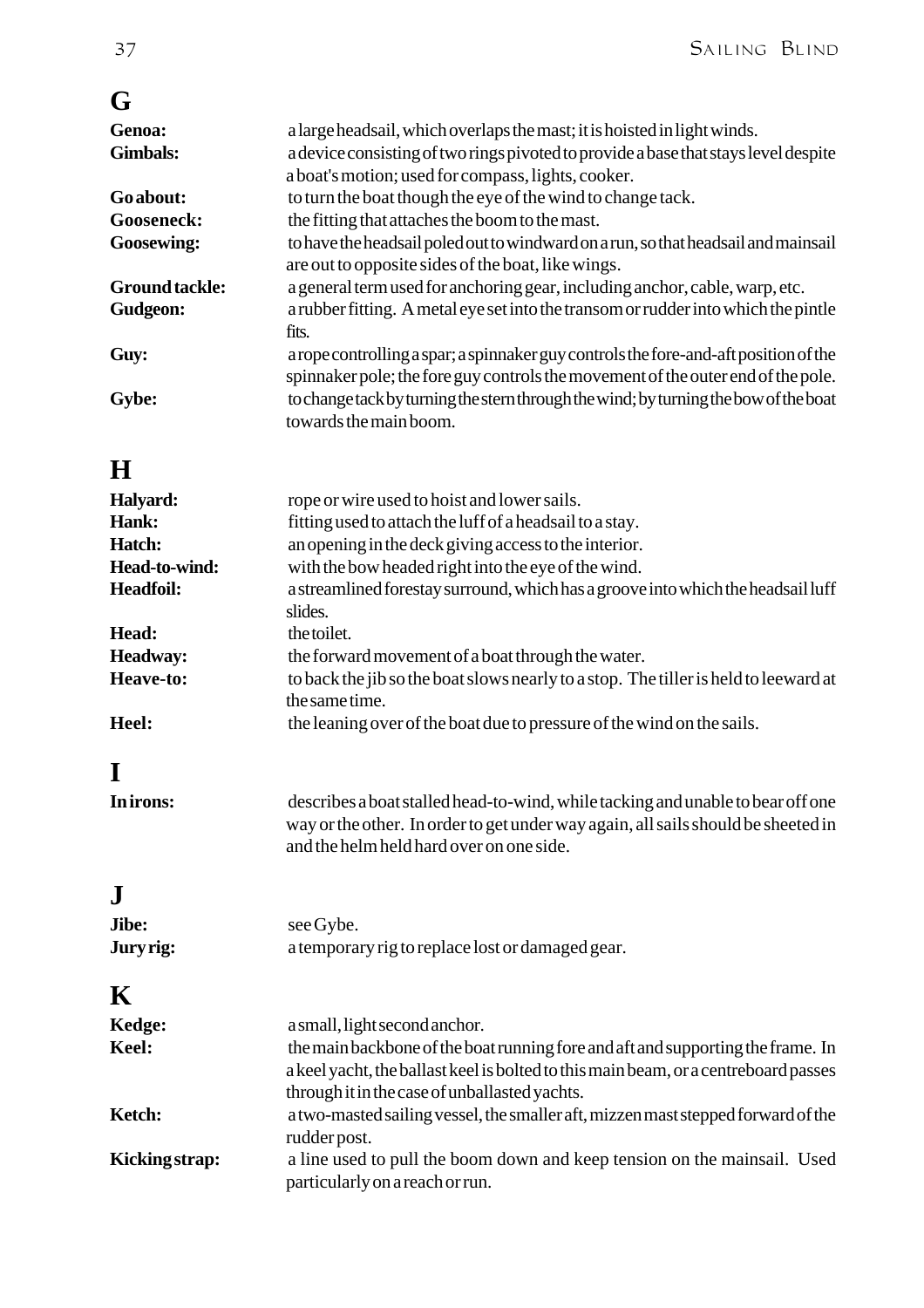# G

**Genoa:** a large headsail, which overlaps the mast; it is hoisted in light winds.

**Gimbals:** a device consisting of two rings pivoted to provide a base that stays level despite a boat's motion; used for compass, lights, cooker.

**Go about:** to turn the boat though the eye of the wind to change tack.

**Gooseneck:** the fitting that attaches the boom to the mast.

**Goosewing:** to have the headsail poled out to windward on a run, so that headsail and mainsail are out to opposite sides of the boat, like wings.

**Ground tackle:** a general term used for anchoring gear, including anchor, cable, warp, etc.

**Gudgeon:** a rubber fitting. A metal eye set into the transom or rudder into which the pintle fits.

**Guy:** a rope controlling a spar; a spinnaker guy controls the fore-and-aft position of the spinnaker pole; the fore guy controls the movement of the outer end of the pole.

**Gybe:** to change tack by turning the stern through the wind; by turning the bow of the boat towards the main boom.

# H

**Halyard:** rope or wire used to hoist and lower sails.

**Hank:** fitting used to attach the luff of a headsail to a stay.

**Hatch:** an opening in the deck giving access to the interior.

**Head-to-wind:** with the bow headed right into the eye of the wind.

**Headfoil:** a streamlined forestay surround, which has a groove into which the headsail luff slides.

**Head:** the toilet.

**Headway:** the forward movement of a boat through the water.

**Heave-to:** to back the jib so the boat slows nearly to a stop. The tiller is held to leeward at the same time.

**Heel:** the leaning over of the boat due to pressure of the wind on the sails.

# I

**In irons:** describes a boat stalled head-to-wind, while tacking and unable to bear off one way or the other. In order to get under way again, all sails should be sheeted in and the helm held hard over on one side.

# J

**Jibe:** see Gybe.

**Jury rig:** a temporary rig to replace lost or damaged gear.

# K

**Kedge:** a small, light second anchor.

**Keel:** the main backbone of the boat running fore and aft and supporting the frame. In a keel yacht, the ballast keel is bolted to this main beam, or a centreboard passes through it in the case of unballasted yachts.

**Ketch:** a two-masted sailing vessel, the smaller aft, mizzen mast stepped forward of the rudder post.

**Kicking strap:** a line used to pull the boom down and keep tension on the mainsail. Used particularly on a reach or run.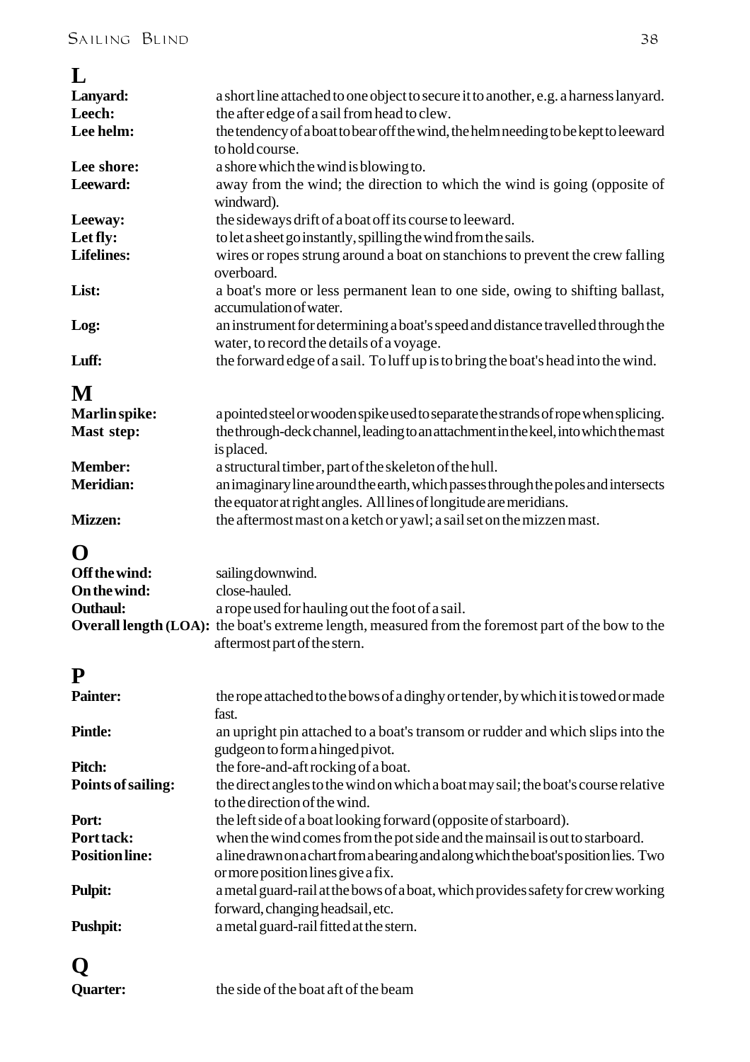## L

**Lanyard:** a short line attached to one object to secure it to another, e.g. a harness lanyard.

**Leech:** the after edge of a sail from head to clew.

**Lee helm:** the tendency of a boat to bear off the wind, the helm needing to be kept to leeward to hold course.

**Lee shore:** a shore which the wind is blowing to.

**Leeward:** away from the wind; the direction to which the wind is going (opposite of windward).

**Leeway:** the sideways drift of a boat off its course to leeward.

**Let fly:** to let a sheet go instantly, spilling the wind from the sails.

**Lifelines:** wires or ropes strung around a boat on stanchions to prevent the crew falling overboard.

**List:** a boat's more or less permanent lean to one side, owing to shifting ballast, accumulation of water.

**Log:** an instrument for determining a boat's speed and distance travelled through the water, to record the details of a voyage.

**Luff:** the forward edge of a sail. To luff up is to bring the boat's head into the wind.

## M

**Marlin spike:** a pointed steel or wooden spike used to separate the strands of rope when splicing.

**Mast step:** the through-deck channel, leading to an attachment in the keel, into which the mast is placed.

**Member:** a structural timber, part of the skeleton of the hull.

**Meridian:** an imaginary line around the earth, which passes through the poles and intersects the equator at right angles. All lines of longitude are meridians.

**Mizzen:** the aftermost mast on a ketch or yawl; a sail set on the mizzen mast.

## O

**Off the wind:** sailing downwind.

**On the wind:** close-hauled.

**Outhaul:** a rope used for hauling out the foot of a sail.

**Overall length (LOA):** the boat's extreme length, measured from the foremost part of the bow to the aftermost part of the stern.

## P

**Painter:** the rope attached to the bows of a dinghy or tender, by which it is towed or made fast.

**Pintle:** an upright pin attached to a boat's transom or rudder and which slips into the gudgeon to form a hinged pivot.

**Pitch:** the fore-and-aft rocking of a boat.

**Points of sailing:** the direct angles to the wind on which a boat may sail; the boat's course relative to the direction of the wind.

**Port:** the left side of a boat looking forward (opposite of starboard).

**Port tack:** when the wind comes from the pot side and the mainsail is out to starboard.

**Position line:** a line drawn on a chart from a bearing and along which the boat's position lies. Two or more position lines give a fix.

**Pulpit:** a metal guard-rail at the bows of a boat, which provides safety for crew working forward, changing headsail, etc.

**Pushpit:** a metal guard-rail fitted at the stern.

## Q

**Quarter:** the side of the boat aft of the beam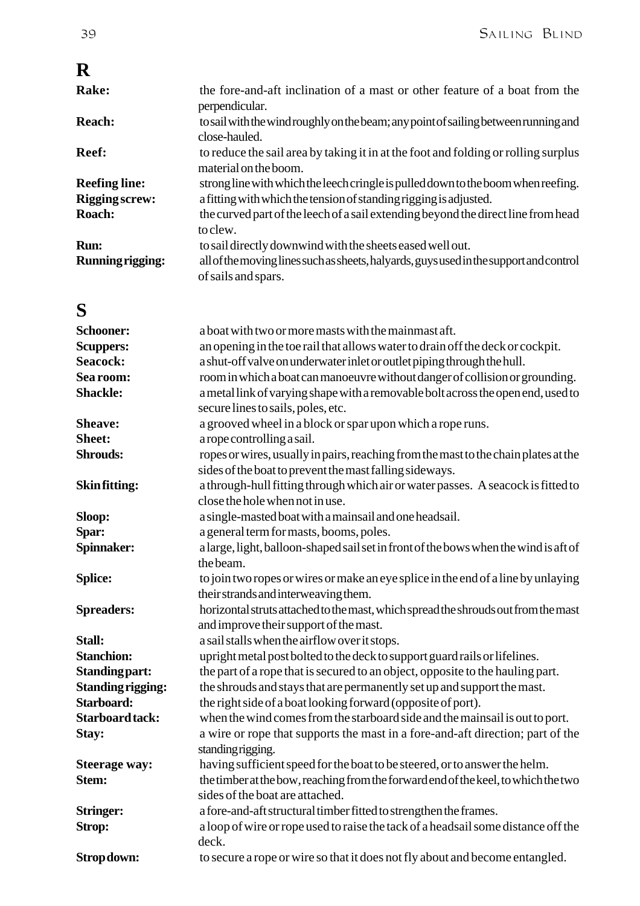# R

**Rake:** the fore-and-aft inclination of a mast or other feature of a boat from the perpendicular.

**Reach:** to sail with the wind roughly on the beam; any point of sailing between running and close-hauled.

**Reef:** to reduce the sail area by taking it in at the foot and folding or rolling surplus material on the boom.

**Reefing line:** strong line with which the leech cringle is pulled down to the boom when reefing.

**Rigging screw:** a fitting with which the tension of standing rigging is adjusted.

**Roach:** the curved part of the leech of a sail extending beyond the direct line from head to clew.

**Run:** to sail directly downwind with the sheets eased well out.

**Running rigging:** all of the moving lines such as sheets, halyards, guys used in the support and control of sails and spars.

# S

**Schooner:** a boat with two or more masts with the mainmast aft.

**Scuppers:** an opening in the toe rail that allows water to drain off the deck or cockpit.

**Seacock:** a shut-off valve on underwater inlet or outlet piping through the hull.

**Sea room:** room in which a boat can manoeuvre without danger of collision or grounding.

**Shackle:** a metal link of varying shape with a removable bolt across the open end, used to secure lines to sails, poles, etc.

**Sheave:** a grooved wheel in a block or spar upon which a rope runs.

**Sheet:** a rope controlling a sail.

**Shrouds:** ropes or wires, usually in pairs, reaching from the mast to the chain plates at the sides of the boat to prevent the mast falling sideways.

**Skin fitting:** a through-hull fitting through which air or water passes. A seacock is fitted to close the hole when not in use.

**Sloop:** a single-masted boat with a mainsail and one headsail.

**Spar:** a general term for masts, booms, poles.

**Spinnaker:** a large, light, balloon-shaped sail set in front of the bows when the wind is aft of the beam.

**Splice:** to join two ropes or wires or make an eye splice in the end of a line by unlaying their strands and interweaving them.

**Spreaders:** horizontal struts attached to the mast, which spread the shrouds out from the mast and improve their support of the mast.

**Stall:** a sail stalls when the airflow over it stops.

**Stanchion:** upright metal post bolted to the deck to support guard rails or lifelines.

**Standing part:** the part of a rope that is secured to an object, opposite to the hauling part.

**Standing rigging:** the shrouds and stays that are permanently set up and support the mast.

**Starboard:** the right side of a boat looking forward (opposite of port).

**Starboard tack:** when the wind comes from the starboard side and the mainsail is out to port.

**Stay:** a wire or rope that supports the mast in a fore-and-aft direction; part of the standing rigging.

**Steerage way:** having sufficient speed for the boat to be steered, or to answer the helm.

**Stem:** the timber at the bow, reaching from the forward end of the keel, to which the two sides of the boat are attached.

**Stringer:** a fore-and-aft structural timber fitted to strengthen the frames.

**Strop:** a loop of wire or rope used to raise the tack of a headsail some distance off the deck.

**Strop down:** to secure a rope or wire so that it does not fly about and become entangled.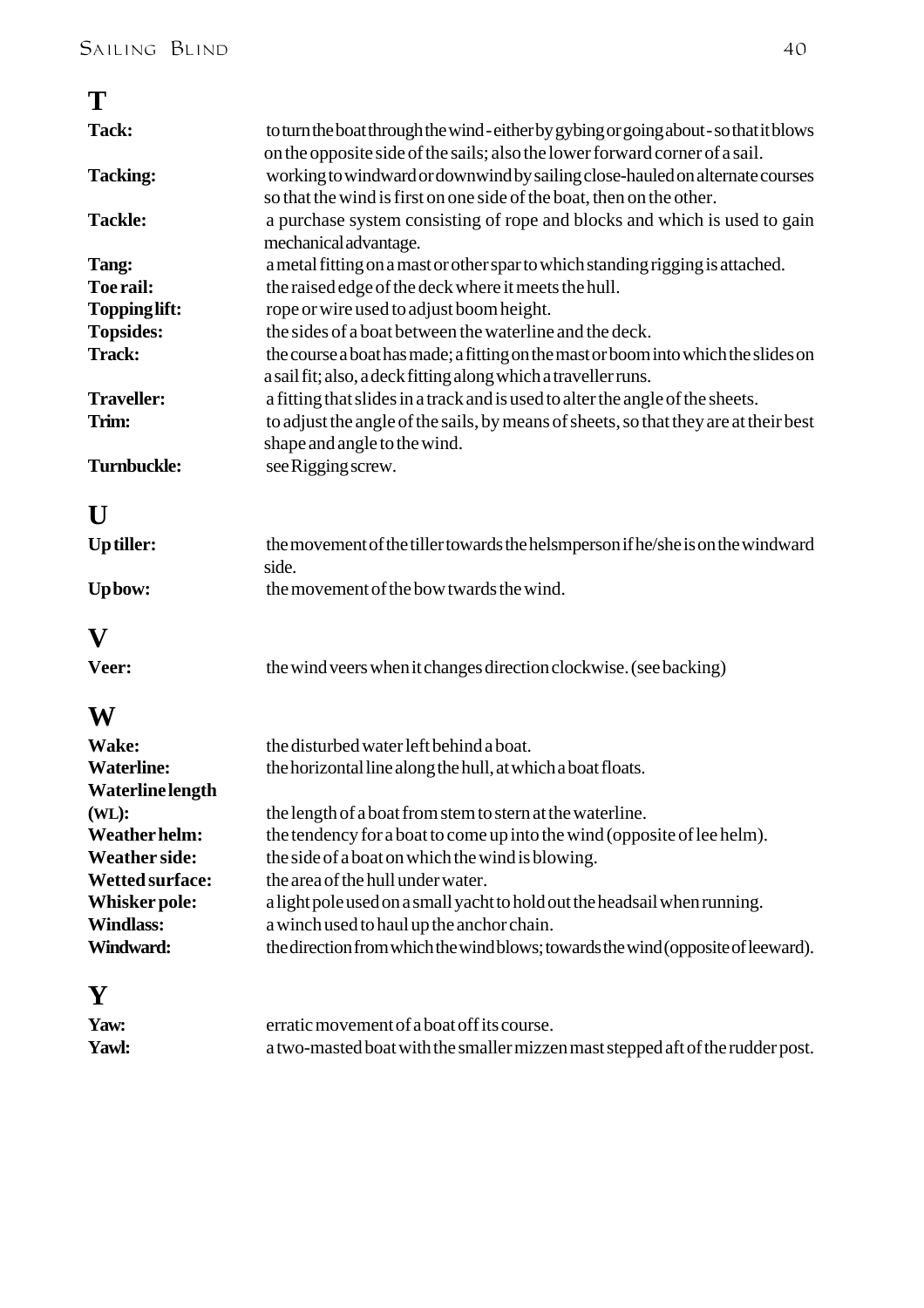## T

**Tack:** to turn the boat through the wind - either by gybing or going about - so that it blows on the opposite side of the sails; also the lower forward corner of a sail.

**Tacking:** working to windward or downwind by sailing close-hauled on alternate courses so that the wind is first on one side of the boat, then on the other.

**Tackle:** a purchase system consisting of rope and blocks and which is used to gain mechanical advantage.

**Tang:** a metal fitting on a mast or other spar to which standing rigging is attached.

**Toe rail:** the raised edge of the deck where it meets the hull.

**Topping lift:** rope or wire used to adjust boom height.

**Topsides:** the sides of a boat between the waterline and the deck.

**Track:** the course a boat has made; a fitting on the mast or boom into which the slides on a sail fit; also, a deck fitting along which a traveller runs.

**Traveller:** a fitting that slides in a track and is used to alter the angle of the sheets.

**Trim:** to adjust the angle of the sails, by means of sheets, so that they are at their best shape and angle to the wind.

**Turnbuckle:** see Rigging screw.

## U

**Up tiller:** the movement of the tiller towards the helsmperson if he/she is on the windward side.

**Up bow:** the movement of the bow twards the wind.

## V

**Veer:** the wind veers when it changes direction clockwise. (see backing)

## W

**Wake:** the disturbed water left behind a boat.

**Waterline:** the horizontal line along the hull, at which a boat floats.

**Waterline length (WL):** the length of a boat from stem to stern at the waterline.

**Weather helm:** the tendency for a boat to come up into the wind (opposite of lee helm).

**Weather side:** the side of a boat on which the wind is blowing.

**Wetted surface:** the area of the hull under water.

**Whisker pole:** a light pole used on a small yacht to hold out the headsail when running.

**Windlass:** a winch used to haul up the anchor chain.

**Windward:** the direction from which the wind blows; towards the wind (opposite of leeward).

## Y

**Yaw:** erratic movement of a boat off its course.

**Yawl:** a two-masted boat with the smaller mizzen mast stepped aft of the rudder post.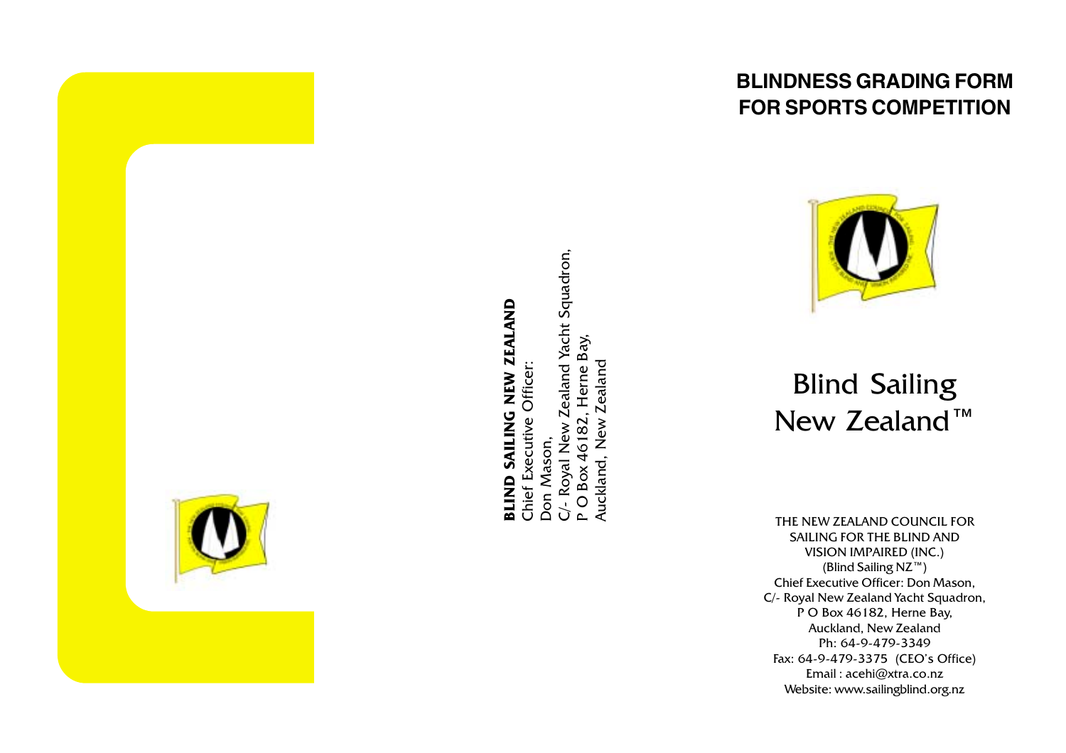**BLIND SAILING NEW ZEALAND**
Chief Executive Officer:
Don Mason,
C/- Royal New Zealand Yacht Squadron,
P O Box 46182, Herne Bay,
Auckland, New Zealand

# BLINDNESS GRADING FORM FOR SPORTS COMPETITION

## Blind Sailing New Zealand™

THE NEW ZEALAND COUNCIL FOR SAILING FOR THE BLIND AND VISION IMPAIRED (INC.)
(Blind Sailing NZ™)
Chief Executive Officer: Don Mason,
C/- Royal New Zealand Yacht Squadron,
P O Box 46182, Herne Bay,
Auckland, New Zealand
Ph: 64-9-479-3349
Fax: 64-9-479-3375 (CEO's Office)
Email : acehi@xtra.co.nz
Website: www.sailingblind.org.nz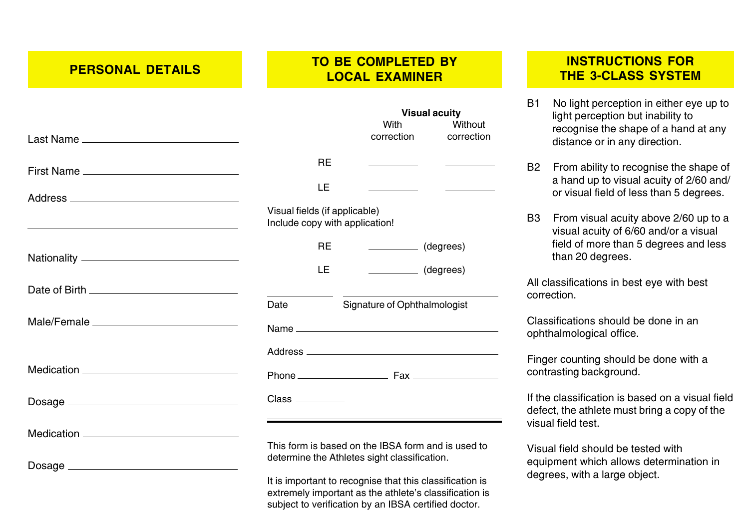## PERSONAL DETAILS

Last Name ______________________________

First Name ______________________________

Address ______________________________

______________________________

Nationality ______________________________

Date of Birth ______________________________

Male/Female ______________________________

Medication ______________________________

Dosage ______________________________

Medication ______________________________

Dosage ______________________________

## TO BE COMPLETED BY LOCAL EXAMINER

| | Visual acuity With correction | Visual acuity Without correction |
|---|---|---|
| RE | ________ | ________ |
| LE | ________ | ________ |

Visual fields (if applicable)
Include copy with application!

RE ________ (degrees)

LE ________ (degrees)

____________ ______________________________
Date Signature of Ophthalmologist

Name ______________________________

Address ______________________________

Phone ______________ Fax ______________

Class ________

This form is based on the IBSA form and is used to determine the Athletes sight classification.

It is important to recognise that this classification is extremely important as the athlete's classification is subject to verification by an IBSA certified doctor.

## INSTRUCTIONS FOR THE 3-CLASS SYSTEM

B1 No light perception in either eye up to light perception but inability to recognise the shape of a hand at any distance or in any direction.

B2 From ability to recognise the shape of a hand up to visual acuity of 2/60 and/or visual field of less than 5 degrees.

B3 From visual acuity above 2/60 up to a visual acuity of 6/60 and/or a visual field of more than 5 degrees and less than 20 degrees.

All classifications in best eye with best correction.

Classifications should be done in an ophthalmological office.

Finger counting should be done with a contrasting background.

If the classification is based on a visual field defect, the athlete must bring a copy of the visual field test.

Visual field should be tested with equipment which allows determination in degrees, with a large object.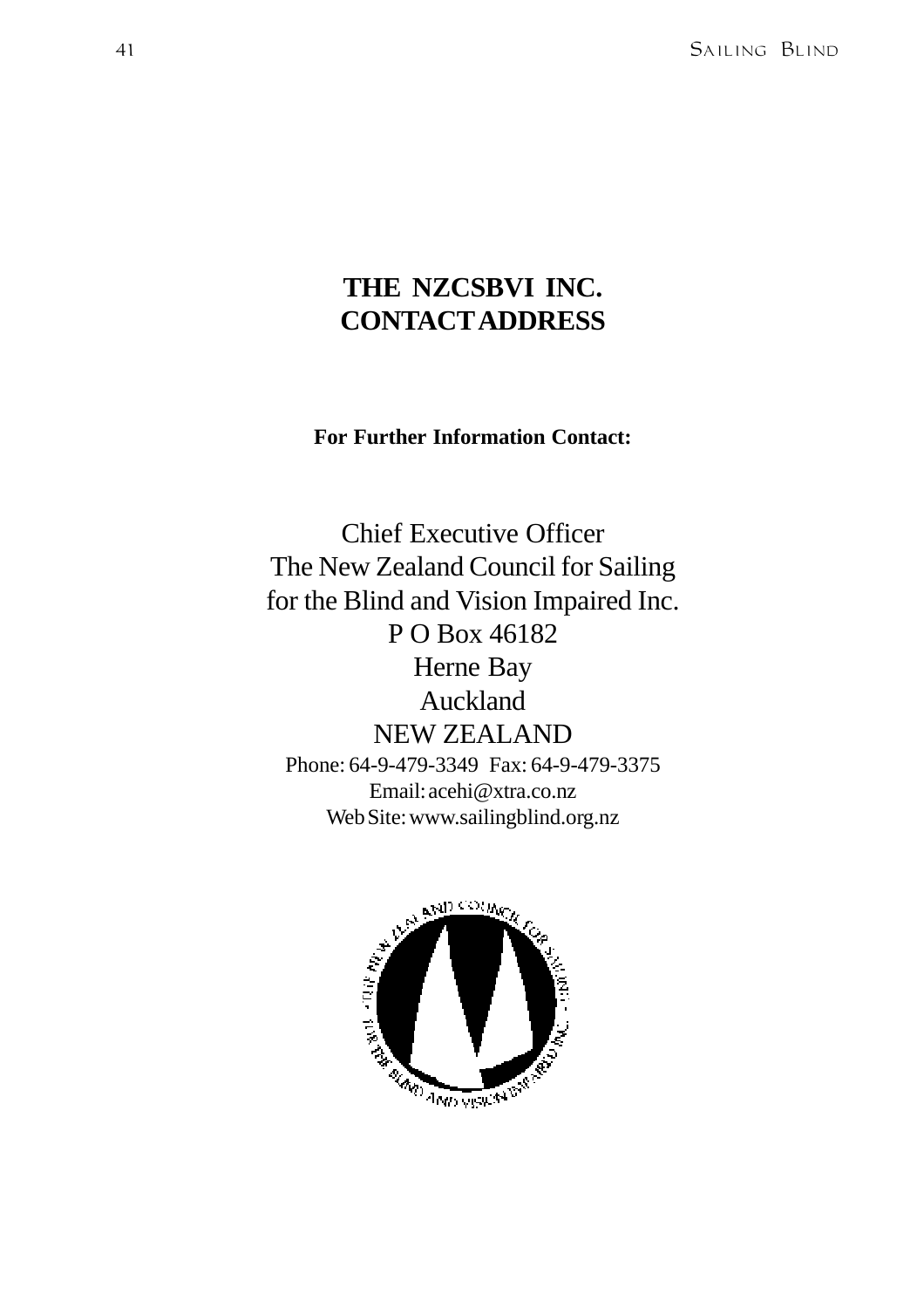# THE NZCSBVI INC.
# CONTACT ADDRESS

**For Further Information Contact:**

Chief Executive Officer
The New Zealand Council for Sailing
for the Blind and Vision Impaired Inc.
P O Box 46182
Herne Bay
Auckland
NEW ZEALAND
Phone: 64-9-479-3349 Fax: 64-9-479-3375
Email: acehi@xtra.co.nz
Web Site: www.sailingblind.org.nz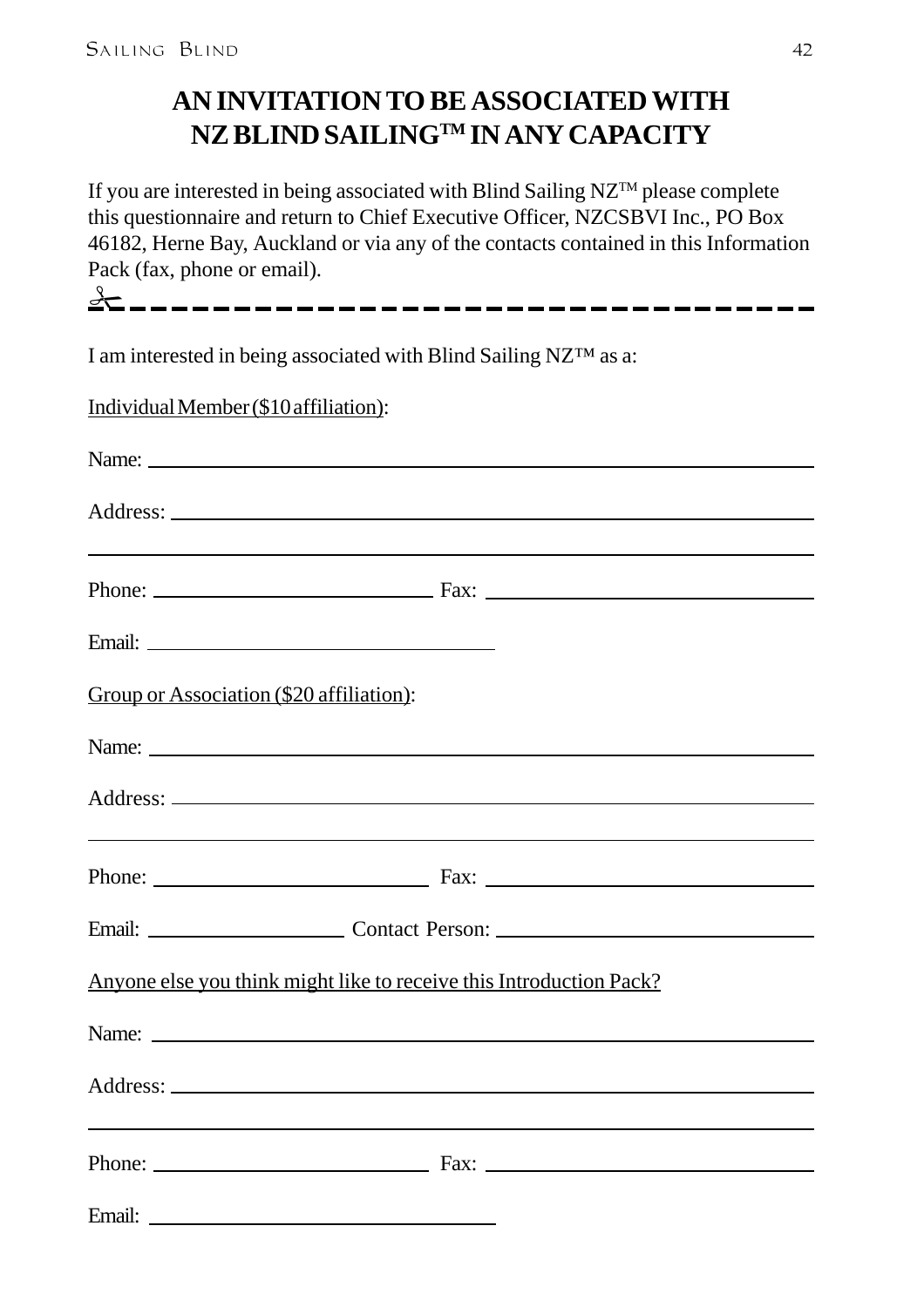# AN INVITATION TO BE ASSOCIATED WITH NZ BLIND SAILING™ IN ANY CAPACITY

If you are interested in being associated with Blind Sailing NZ™ please complete this questionnaire and return to Chief Executive Officer, NZCSBVI Inc., PO Box 46182, Herne Bay, Auckland or via any of the contacts contained in this Information Pack (fax, phone or email).

✂ - - - - - - - - - - - - - - - - - - - - - - - - - - - - - - - - - - - -

I am interested in being associated with Blind Sailing NZ™ as a:

Individual Member ($10 affiliation):

Name: ______________________________________________

Address: ____________________________________________

____________________________________________________

Phone: ____________________ Fax: ______________________

Email: __________________________

Group or Association ($20 affiliation):

Name: ______________________________________________

Address: ____________________________________________

____________________________________________________

Phone: ____________________ Fax: ______________________

Email: ______________ Contact Person: ____________________

Anyone else you think might like to receive this Introduction Pack?

Name: ______________________________________________

Address: ____________________________________________

____________________________________________________

Phone: ____________________ Fax: ______________________

Email: __________________________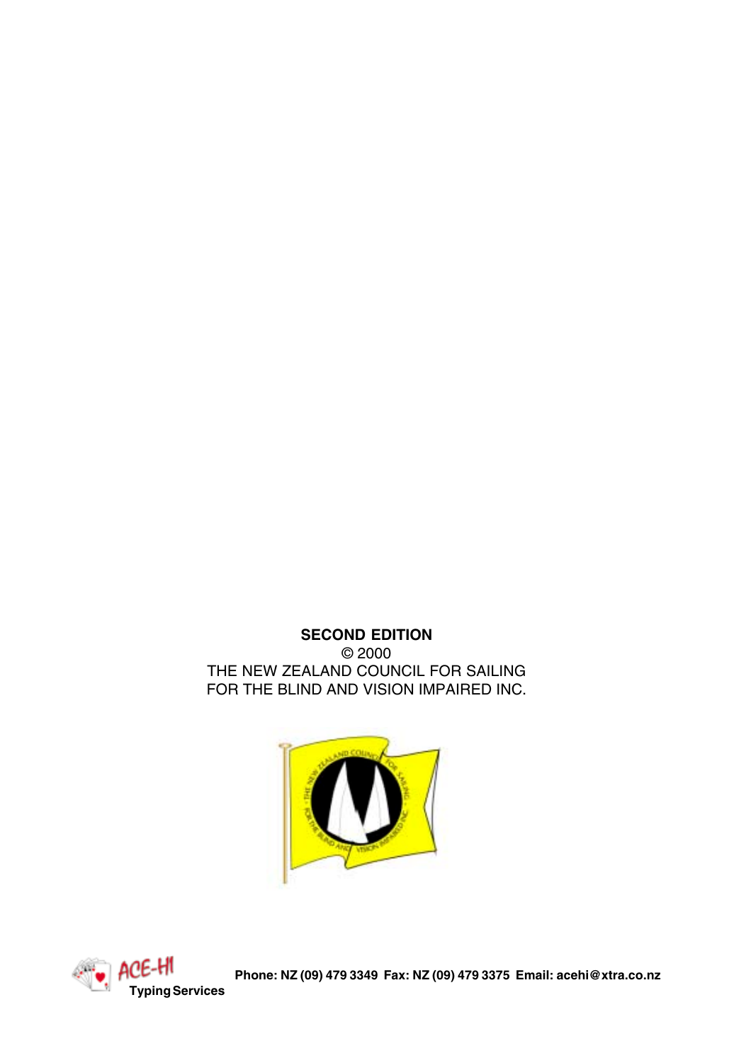**SECOND EDITION**

© 2000

THE NEW ZEALAND COUNCIL FOR SAILING
FOR THE BLIND AND VISION IMPAIRED INC.

ACE-HI
**Typing Services**

**Phone: NZ (09) 479 3349 Fax: NZ (09) 479 3375 Email: acehi@xtra.co.nz**